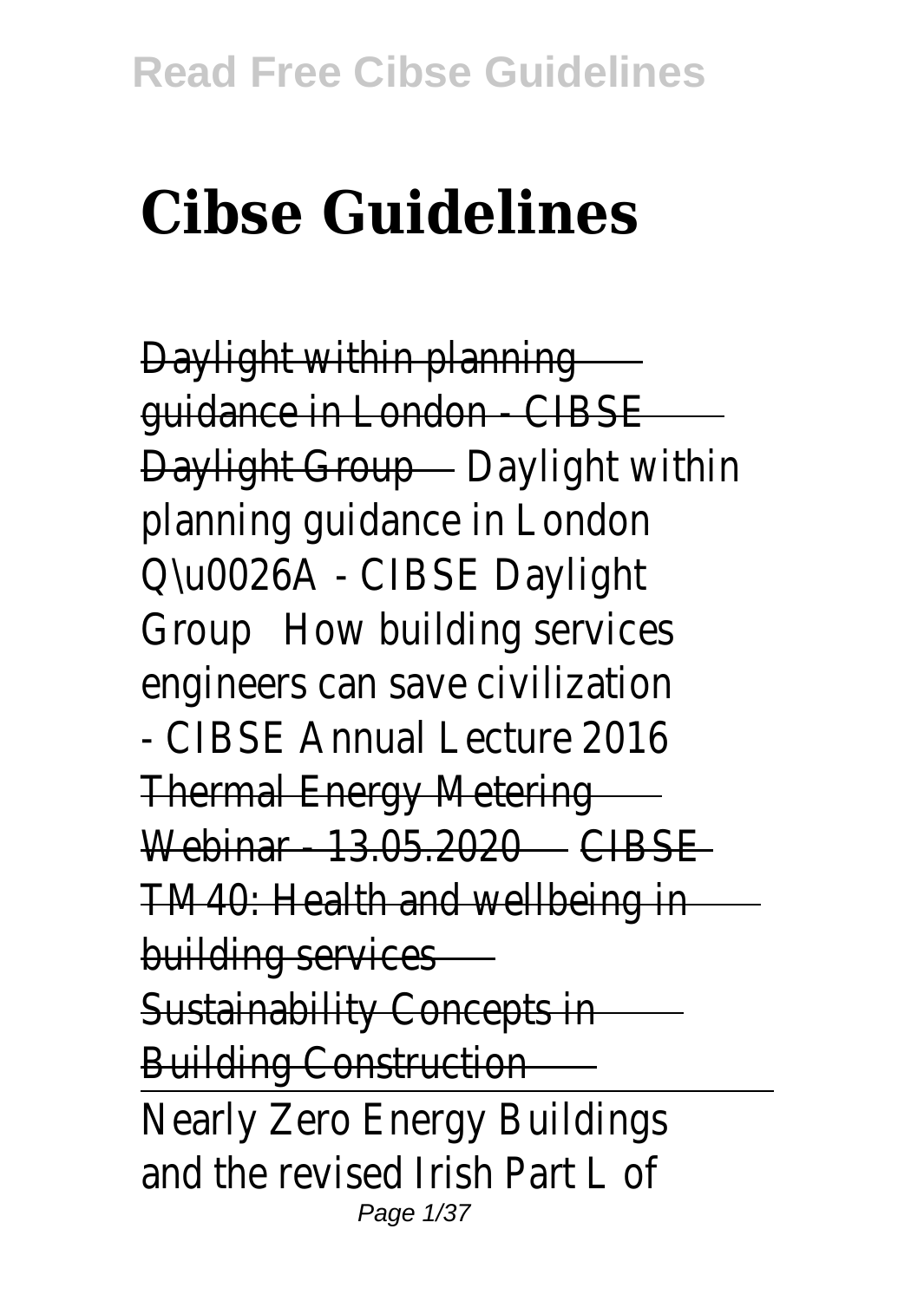# Cibse Guidelines

Daylight within planning guidance in London - CIBSE Daylight Group Daylight within planning guidance in London Q\u0026A - CIBSE Daylight Group How building services engineers can save civilization - CIBSE Annual Lecture 2016 Thermal Energy Metering Webinar - 13.05.2020 CIBSE TM40: Health and wellbeing in building services Sustainability Concepts in Building Construction

Nearly Zero Energy Buildings and the revised Irish Part L of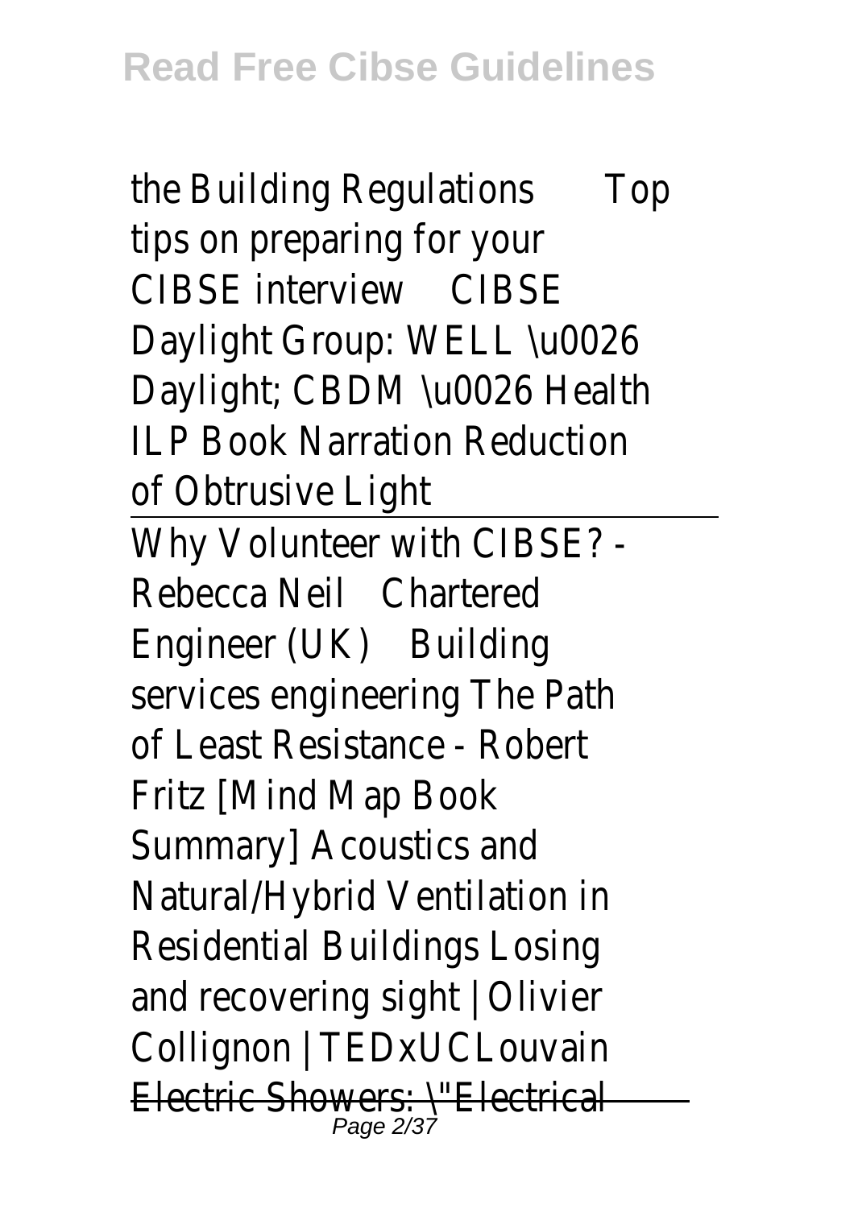the Building Regulations Top tips on preparing for your CIBSE interview CIBSE Daylight Group: WELL \u0026 Daylight; CBDM \u0026 Health ILP Book Narration Reduction of Obtrusive Light

Why Volunteer with CIBSE? - Rebecca Neil Chartered Engineer (UK) Building services engineering The Path of Least Resistance - Robert Fritz [Mind Map Book Summary] Acoustics and Natural/Hybrid Ventilation in Residential Buildings Losing and recovering sight | Olivier Collignon | TEDxUCLouvain Electric Showers: \"Electrical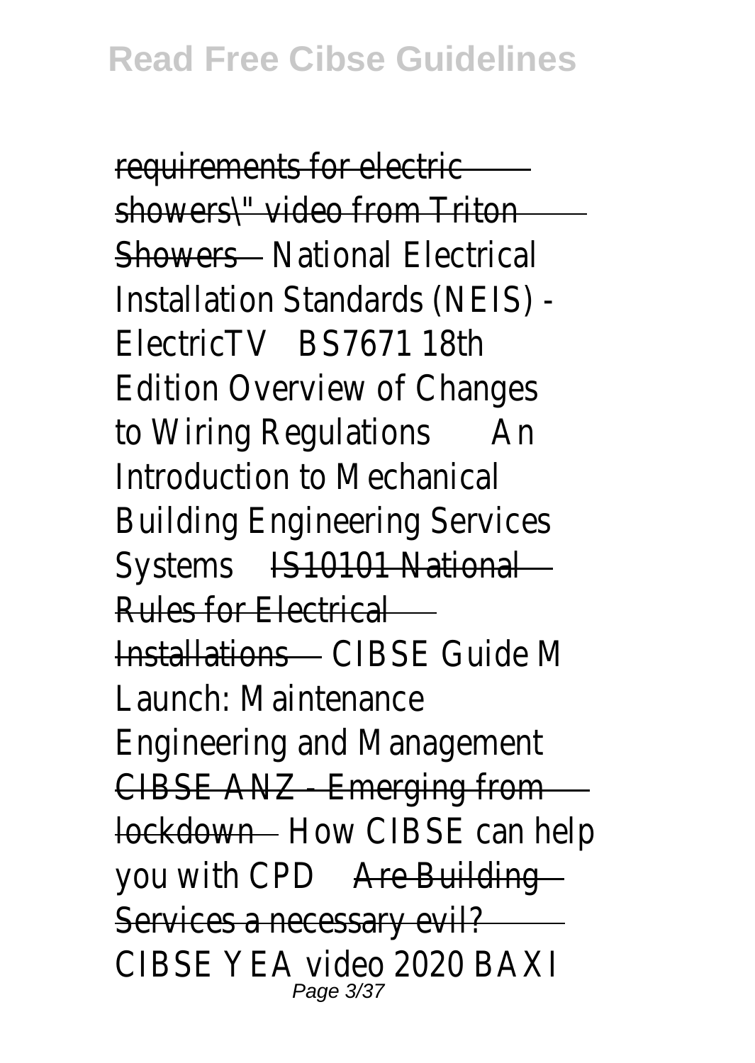requirements for electric showers\" video from Triton Showers National Electrical Installation Standards (NEIS) - ElectricTV BS7671 18th Edition Overview of Changes to Wiring Regulations An Introduction to Mechanical Building Engineering Services Systems IS10101 National Rules for Electrical Installations CIBSE Guide M Launch: Maintenance Engineering and Management CIBSE ANZ - Emerging from lockdown How CIBSE can help you with CPD Are Building Services a necessary evil? CIBSE YEA video 2020 BAXI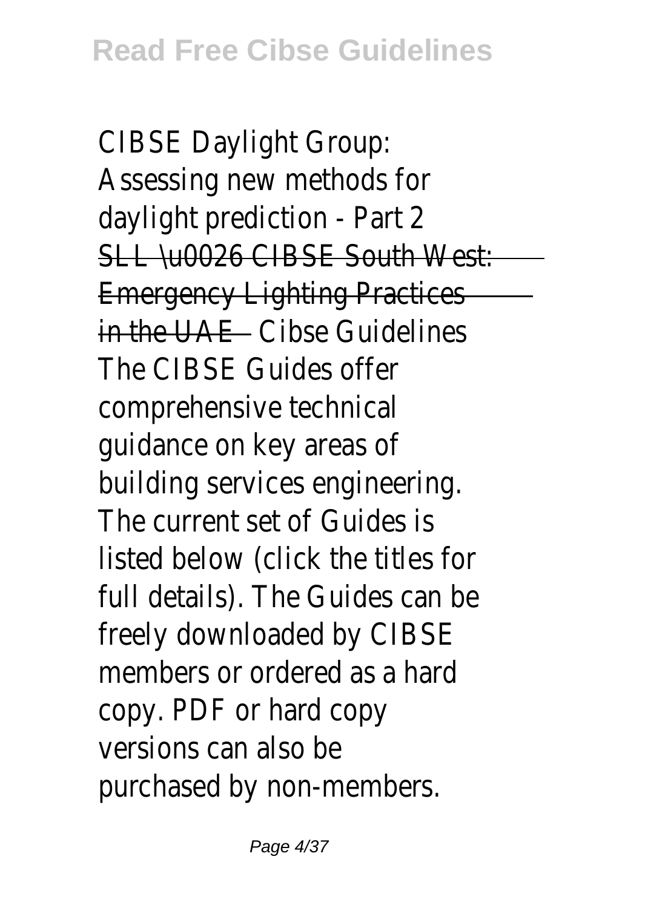CIBSE Daylight Group: Assessing new methods for daylight prediction - Part 2 ~~SLL \u0026 CIBSE South West: Emergency Lighting Practices in the UAE~~ Cibse Guidelines

The CIBSE Guides offer comprehensive technical guidance on key areas of building services engineering. The current set of Guides is listed below (click the titles for full details). The Guides can be freely downloaded by CIBSE members or ordered as a hard copy. PDF or hard copy versions can also be purchased by non-members.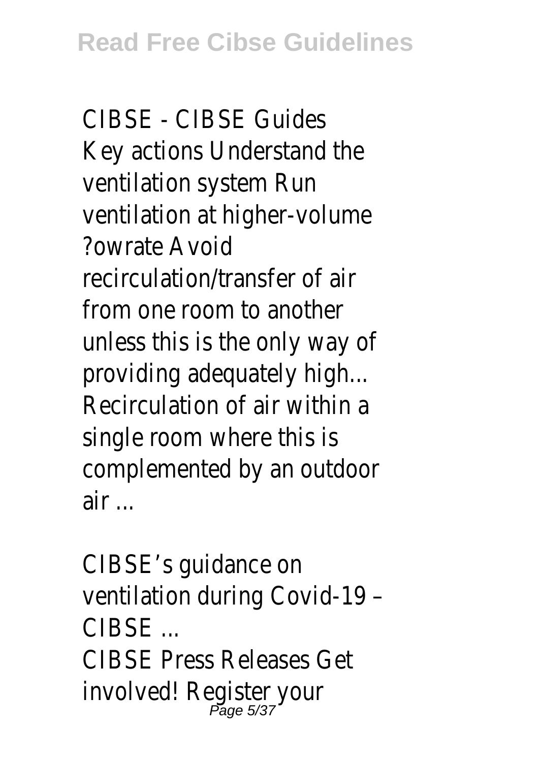CIBSE - CIBSE Guides
Key actions Understand the ventilation system Run ventilation at higher-volume ?owrate Avoid recirculation/transfer of air from one room to another unless this is the only way of providing adequately high... Recirculation of air within a single room where this is complemented by an outdoor air ...

CIBSE's guidance on ventilation during Covid-19 – CIBSE ...
CIBSE Press Releases Get involved! Register your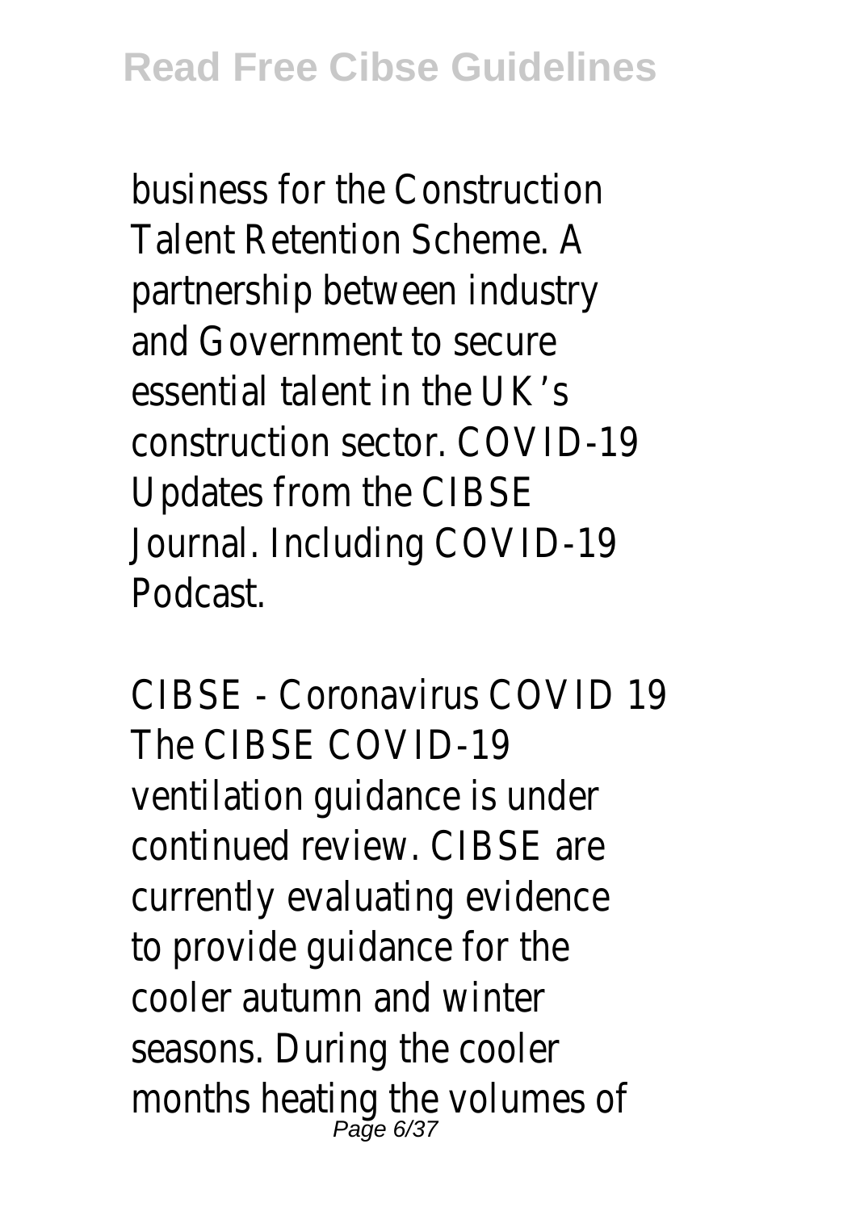business for the Construction Talent Retention Scheme. A partnership between industry and Government to secure essential talent in the UK's construction sector. COVID-19 Updates from the CIBSE Journal. Including COVID-19 Podcast.

CIBSE - Coronavirus COVID 19 The CIBSE COVID-19 ventilation guidance is under continued review. CIBSE are currently evaluating evidence to provide guidance for the cooler autumn and winter seasons. During the cooler months heating the volumes of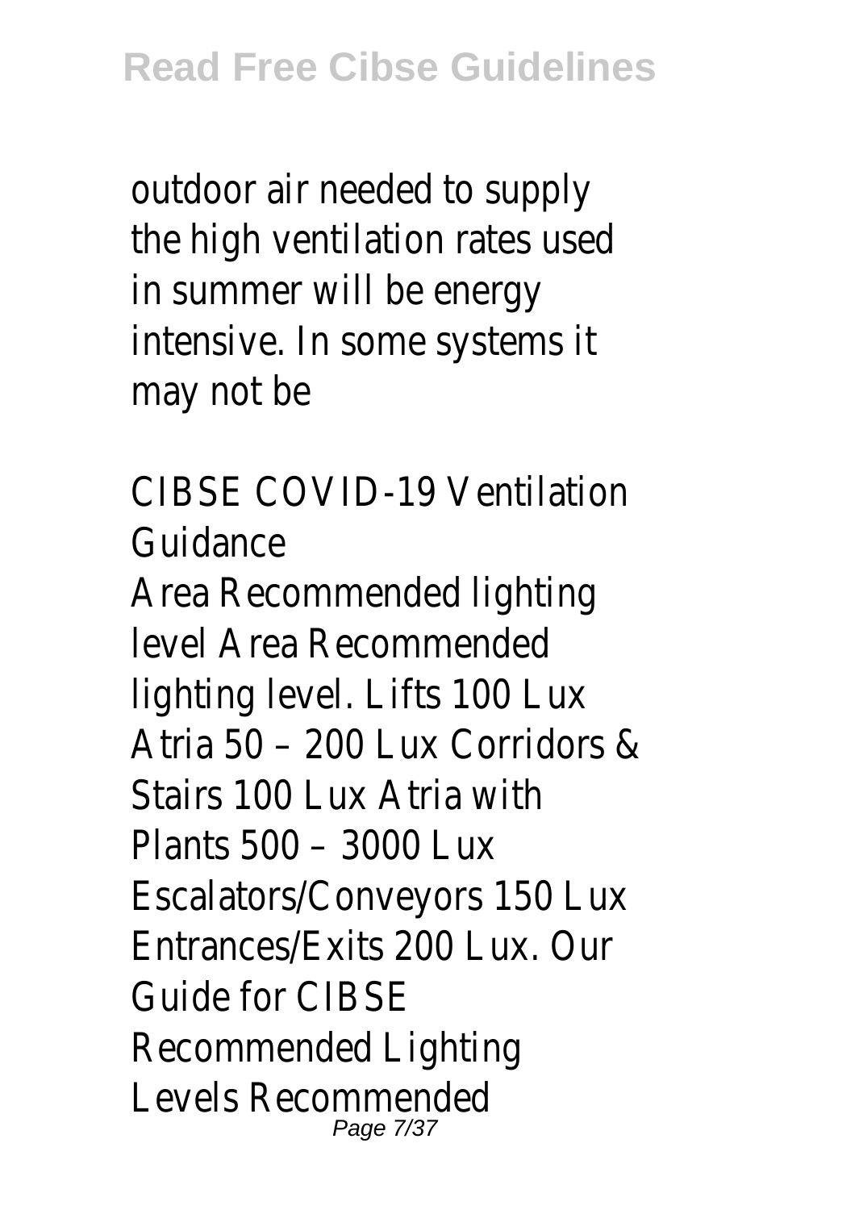outdoor air needed to supply the high ventilation rates used in summer will be energy intensive. In some systems it may not be

CIBSE COVID-19 Ventilation Guidance

Area Recommended lighting level Area Recommended lighting level. Lifts 100 Lux Atria 50 – 200 Lux Corridors & Stairs 100 Lux Atria with Plants 500 – 3000 Lux Escalators/Conveyors 150 Lux Entrances/Exits 200 Lux. Our Guide for CIBSE Recommended Lighting Levels Recommended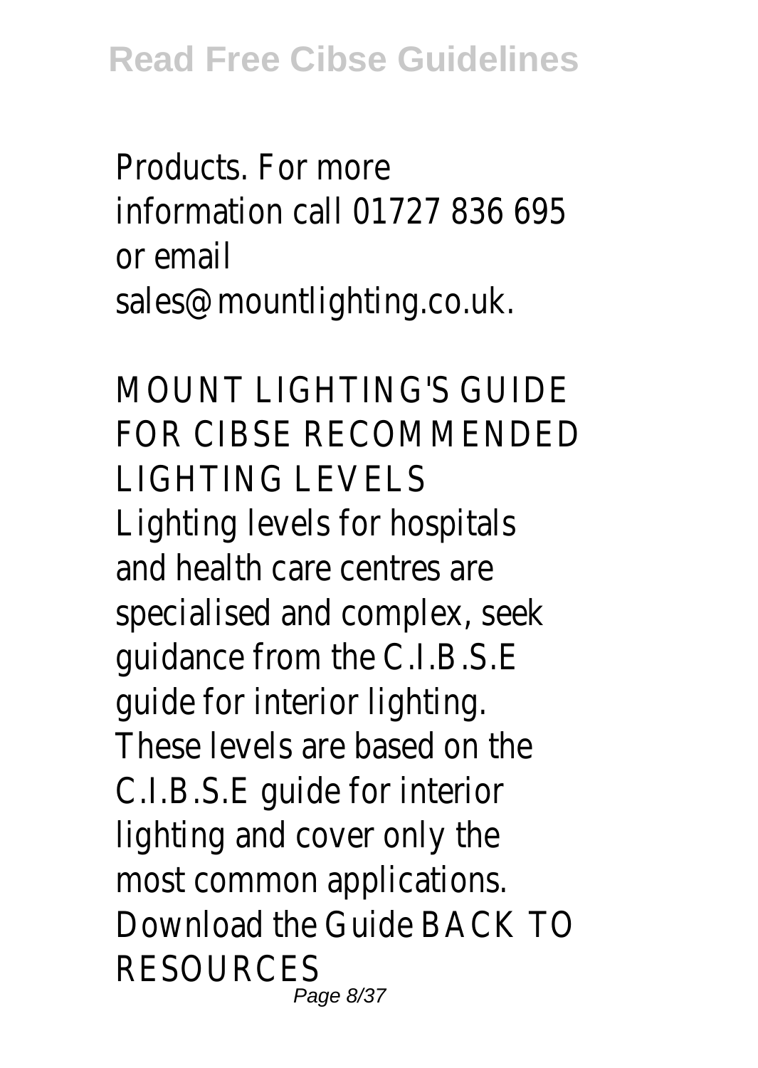Products. For more information call 01727 836 695 or email sales@mountlighting.co.uk.

MOUNT LIGHTING'S GUIDE FOR CIBSE RECOMMENDED LIGHTING LEVELS

Lighting levels for hospitals and health care centres are specialised and complex, seek guidance from the C.I.B.S.E guide for interior lighting. These levels are based on the C.I.B.S.E guide for interior lighting and cover only the most common applications. Download the Guide BACK TO RESOURCES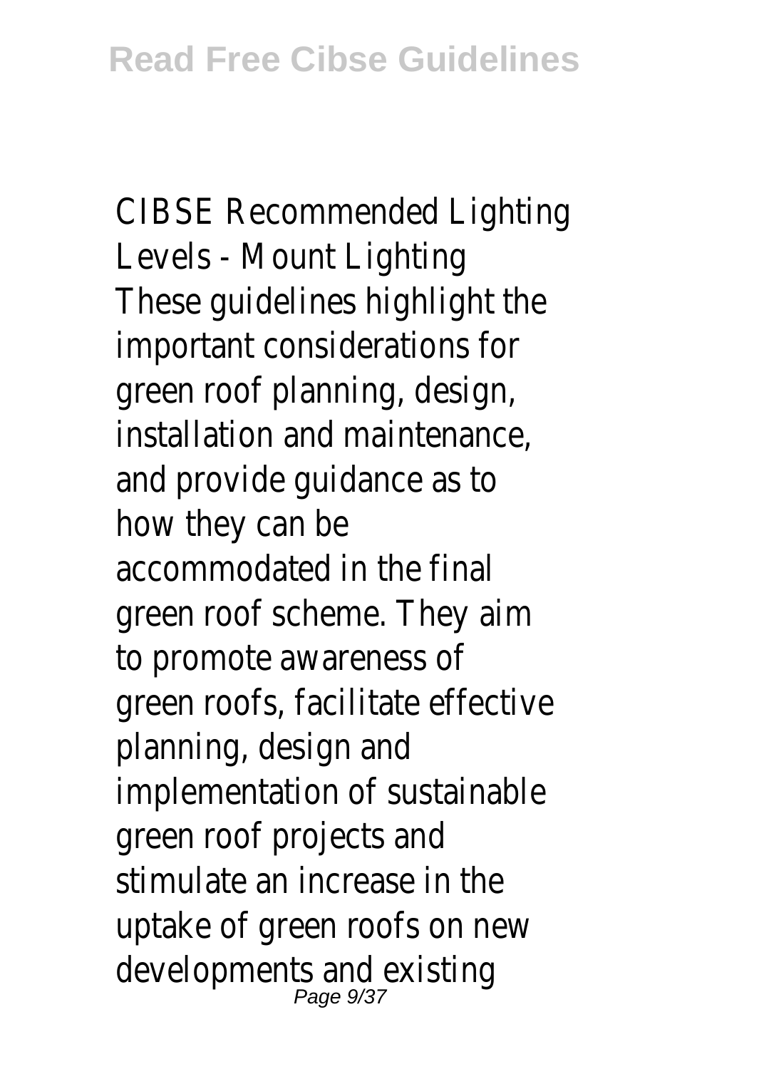CIBSE Recommended Lighting Levels - Mount Lighting
These guidelines highlight the important considerations for green roof planning, design, installation and maintenance, and provide guidance as to how they can be accommodated in the final green roof scheme. They aim to promote awareness of green roofs, facilitate effective planning, design and implementation of sustainable green roof projects and stimulate an increase in the uptake of green roofs on new developments and existing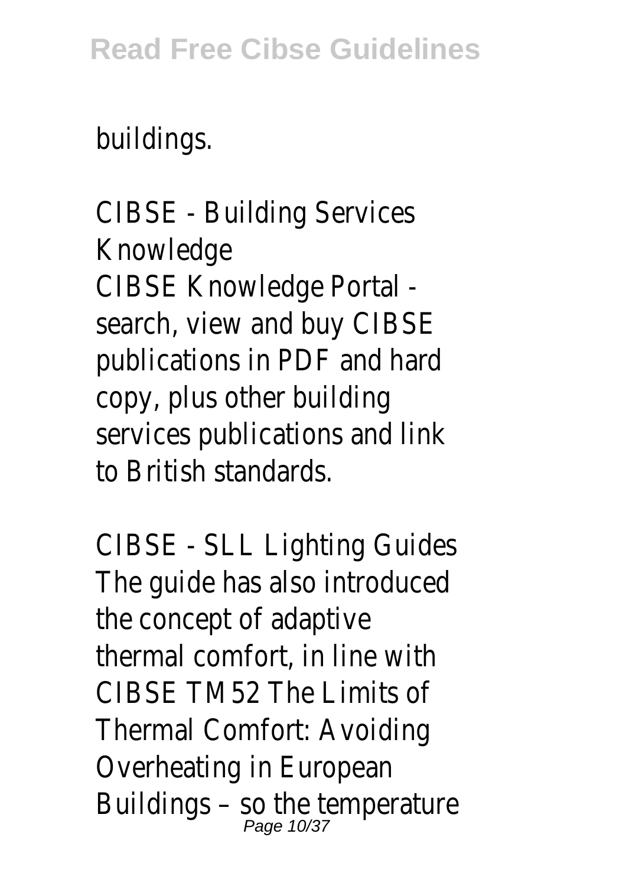buildings.

CIBSE - Building Services Knowledge

CIBSE Knowledge Portal - search, view and buy CIBSE publications in PDF and hard copy, plus other building services publications and link to British standards.

CIBSE - SLL Lighting Guides

The guide has also introduced the concept of adaptive thermal comfort, in line with CIBSE TM52 The Limits of Thermal Comfort: Avoiding Overheating in European Buildings – so the temperature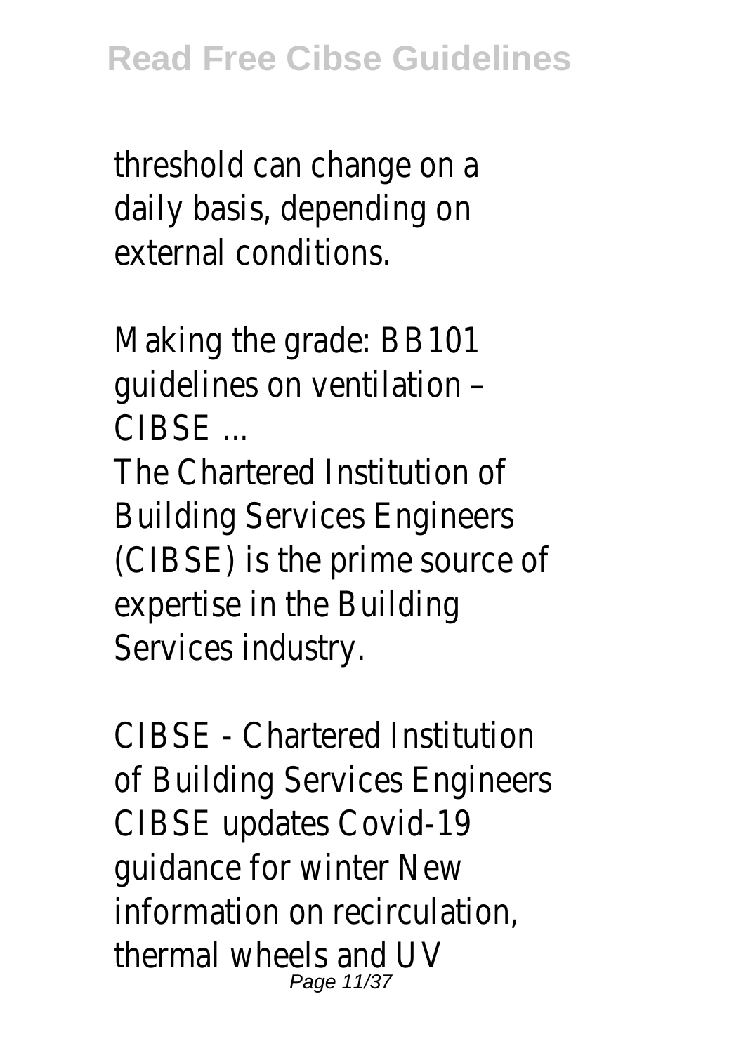threshold can change on a daily basis, depending on external conditions.

Making the grade: BB101 guidelines on ventilation – CIBSE ...

The Chartered Institution of Building Services Engineers (CIBSE) is the prime source of expertise in the Building Services industry.

CIBSE - Chartered Institution of Building Services Engineers
CIBSE updates Covid-19 guidance for winter New information on recirculation, thermal wheels and UV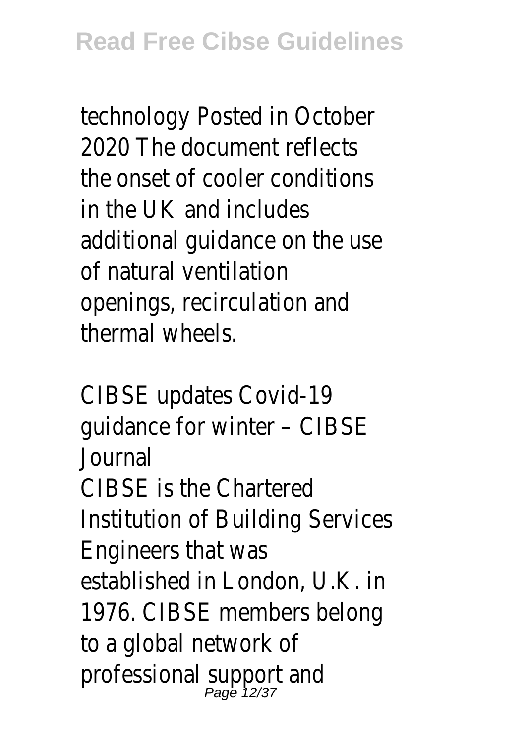technology Posted in October 2020 The document reflects the onset of cooler conditions in the UK and includes additional guidance on the use of natural ventilation openings, recirculation and thermal wheels.

CIBSE updates Covid-19 guidance for winter – CIBSE Journal

CIBSE is the Chartered Institution of Building Services Engineers that was established in London, U.K. in 1976. CIBSE members belong to a global network of professional support and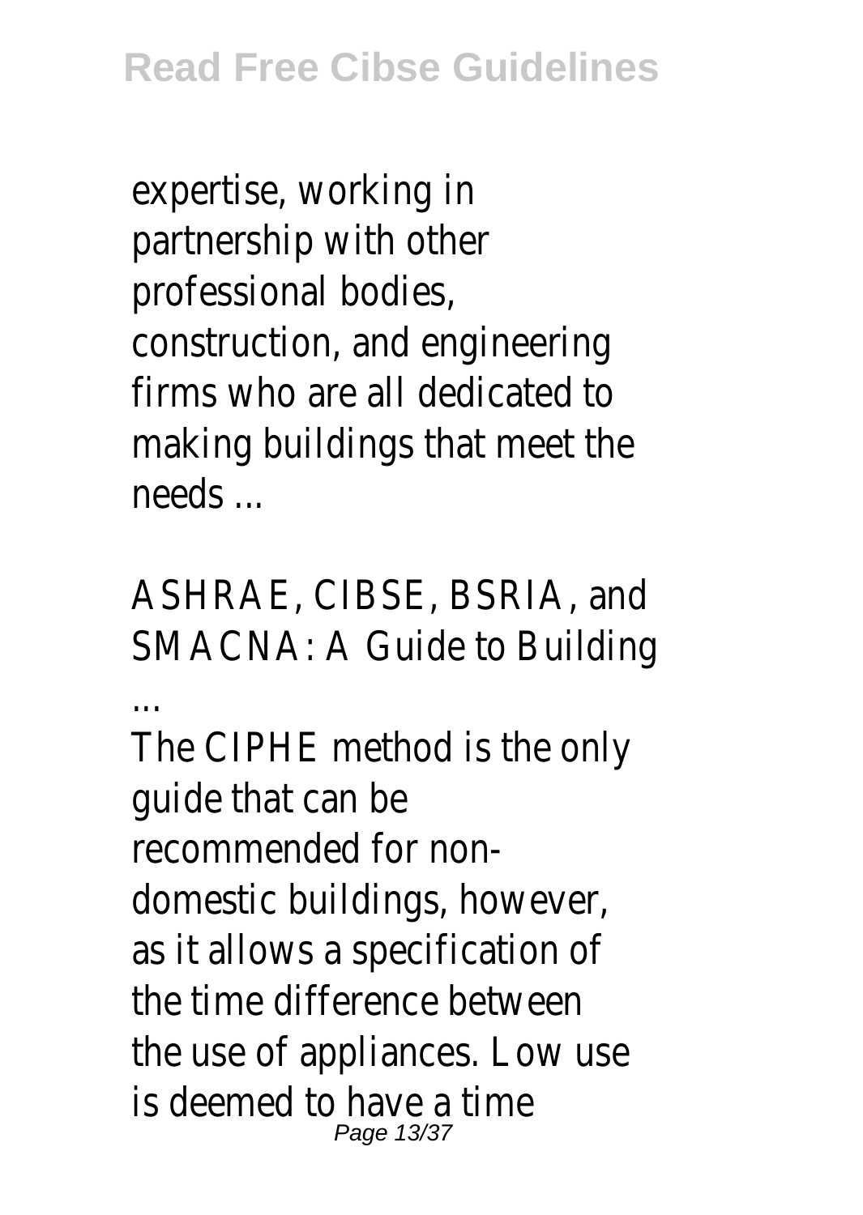expertise, working in partnership with other professional bodies, construction, and engineering firms who are all dedicated to making buildings that meet the needs ...

ASHRAE, CIBSE, BSRIA, and SMACNA: A Guide to Building ...

The CIPHE method is the only guide that can be recommended for non-domestic buildings, however, as it allows a specification of the time difference between the use of appliances. Low use is deemed to have a time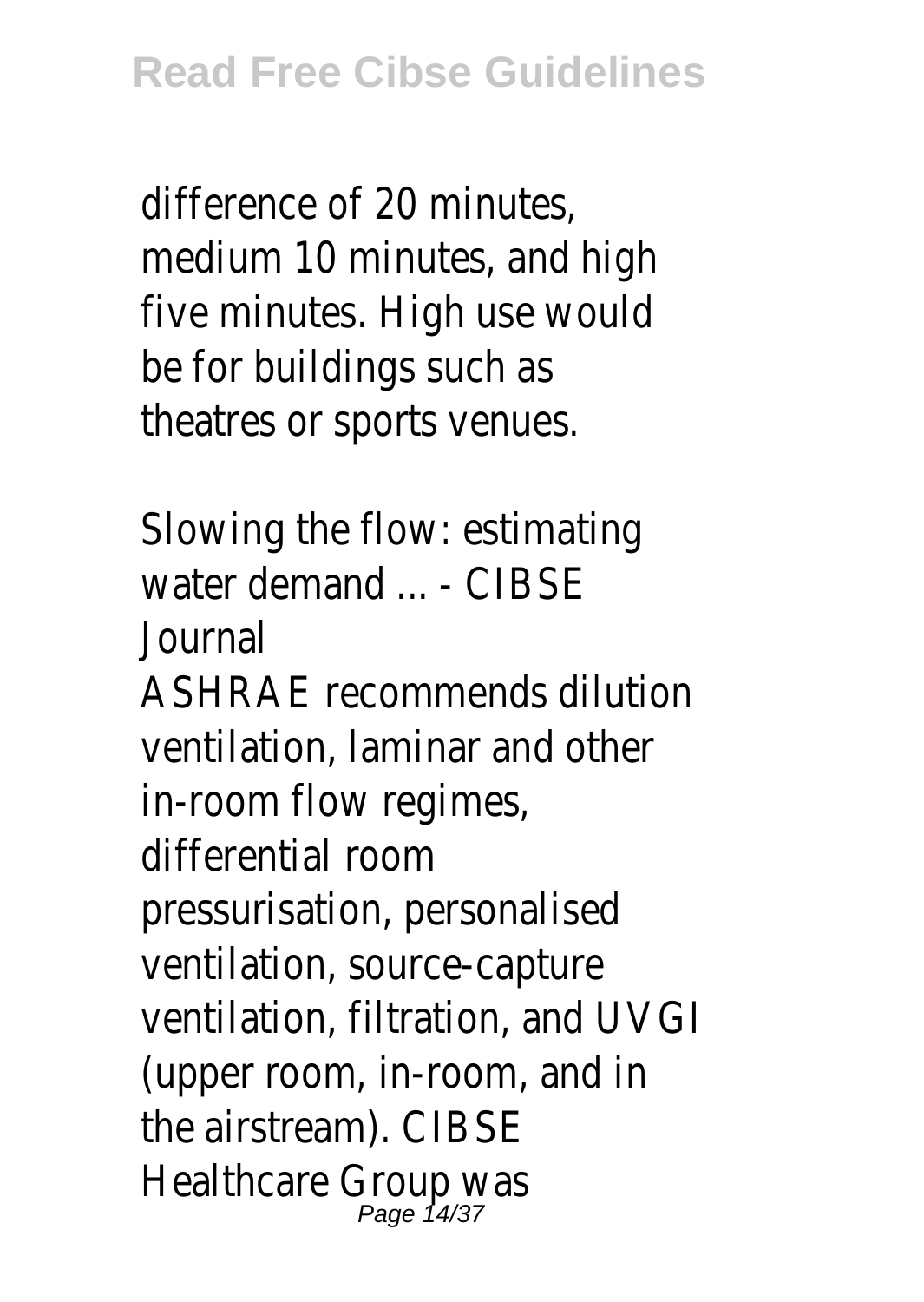difference of 20 minutes, medium 10 minutes, and high five minutes. High use would be for buildings such as theatres or sports venues.

Slowing the flow: estimating water demand ... - CIBSE Journal

ASHRAE recommends dilution ventilation, laminar and other in-room flow regimes, differential room pressurisation, personalised ventilation, source-capture ventilation, filtration, and UVGI (upper room, in-room, and in the airstream). CIBSE Healthcare Group was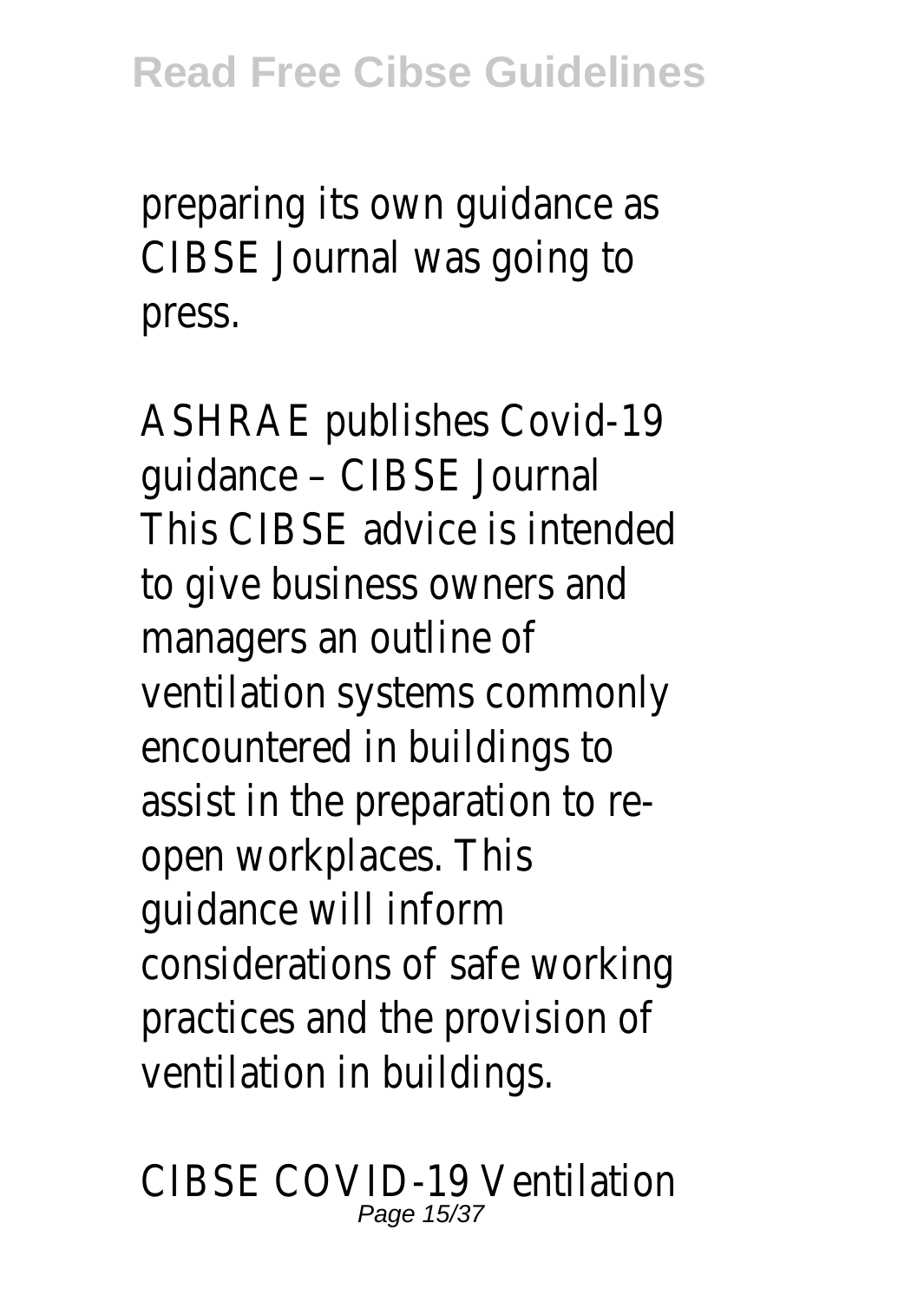preparing its own guidance as CIBSE Journal was going to press.

ASHRAE publishes Covid-19 guidance – CIBSE Journal
This CIBSE advice is intended to give business owners and managers an outline of ventilation systems commonly encountered in buildings to assist in the preparation to re-open workplaces. This guidance will inform considerations of safe working practices and the provision of ventilation in buildings.

CIBSE COVID-19 Ventilation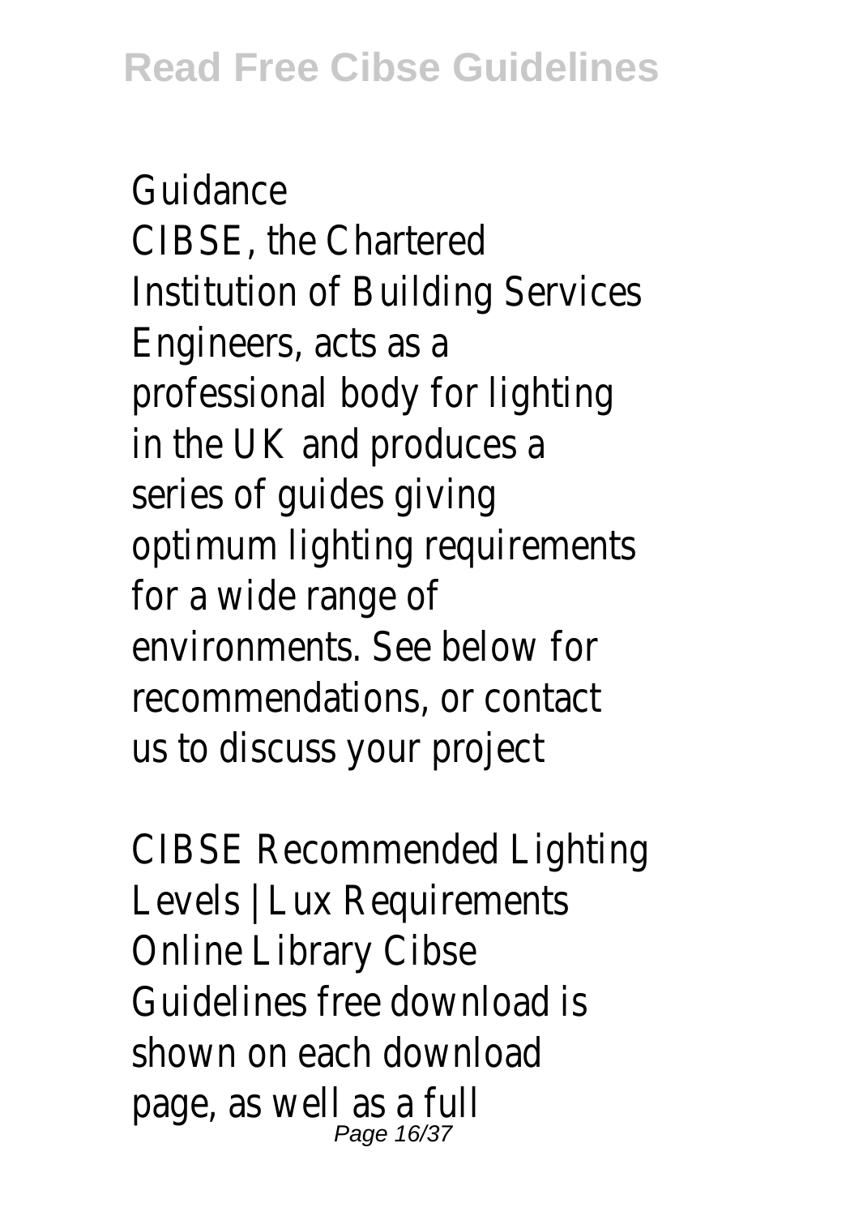Guidance
CIBSE, the Chartered Institution of Building Services Engineers, acts as a professional body for lighting in the UK and produces a series of guides giving optimum lighting requirements for a wide range of environments. See below for recommendations, or contact us to discuss your project

CIBSE Recommended Lighting Levels | Lux Requirements
Online Library Cibse Guidelines free download is shown on each download page, as well as a full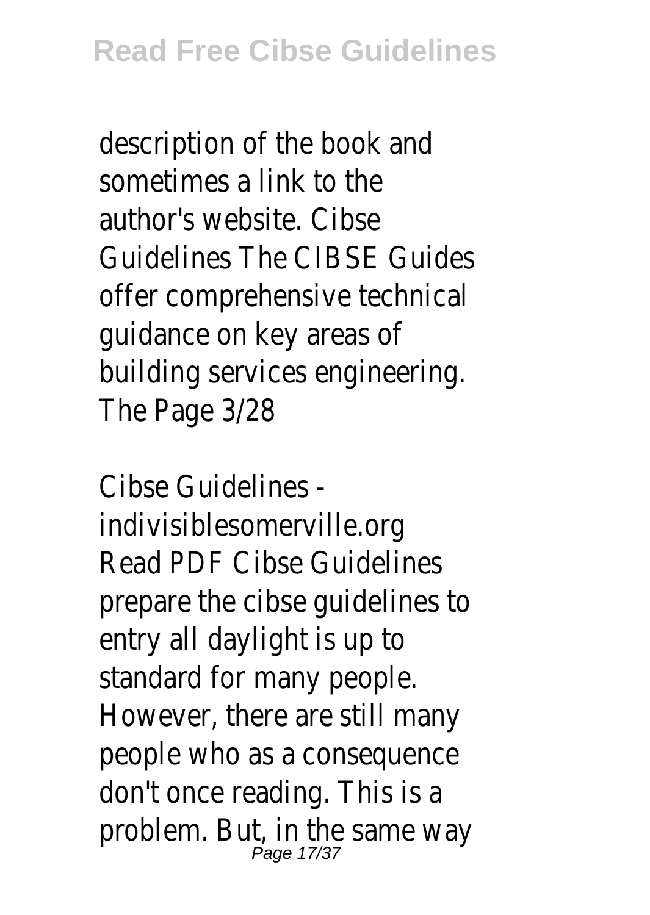description of the book and sometimes a link to the author's website. Cibse Guidelines The CIBSE Guides offer comprehensive technical guidance on key areas of building services engineering. The Page 3/28

Cibse Guidelines - indivisiblesomerville.org
Read PDF Cibse Guidelines prepare the cibse guidelines to entry all daylight is up to standard for many people. However, there are still many people who as a consequence don't once reading. This is a problem. But, in the same way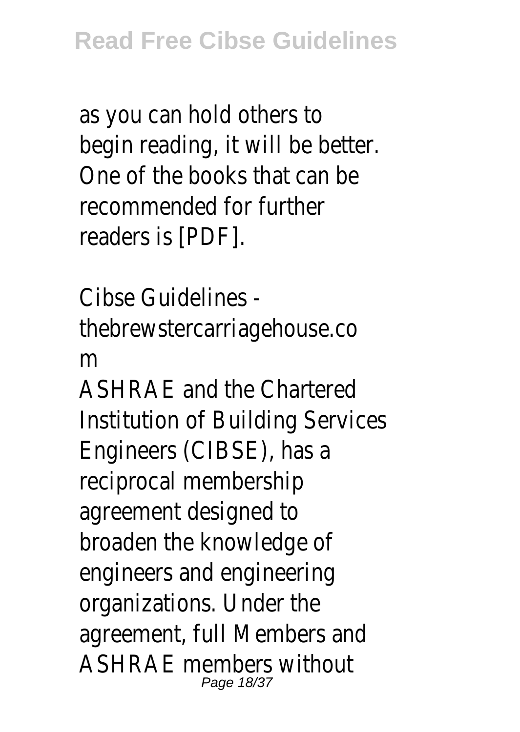as you can hold others to begin reading, it will be better. One of the books that can be recommended for further readers is [PDF].

Cibse Guidelines - thebrewstercarriagehouse.com

ASHRAE and the Chartered Institution of Building Services Engineers (CIBSE), has a reciprocal membership agreement designed to broaden the knowledge of engineers and engineering organizations. Under the agreement, full Members and ASHRAE members without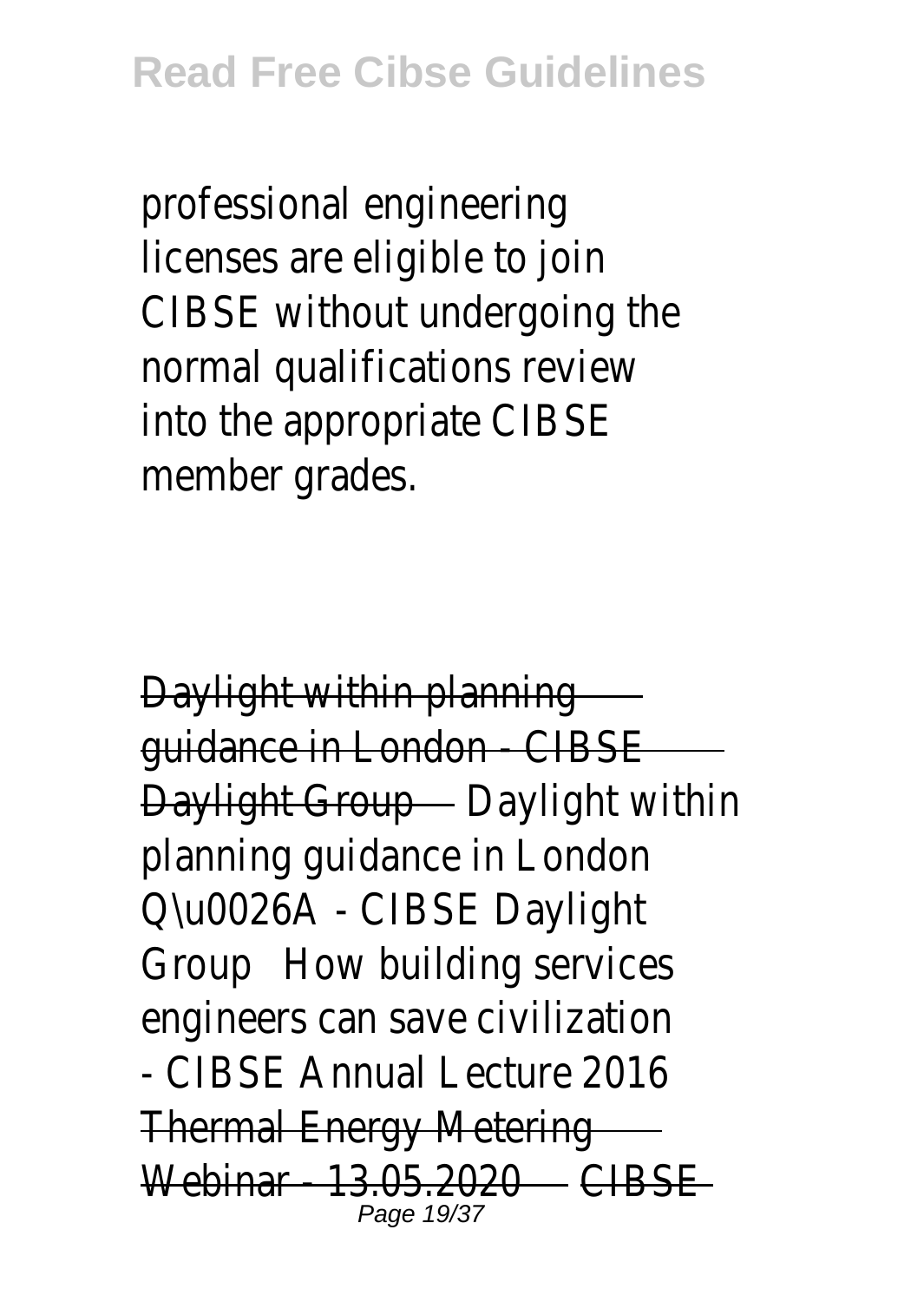professional engineering licenses are eligible to join CIBSE without undergoing the normal qualifications review into the appropriate CIBSE member grades.

~~Daylight within planning guidance in London - CIBSE Daylight Group~~ Daylight within planning guidance in London Q\u0026A - CIBSE Daylight Group How building services engineers can save civilization - CIBSE Annual Lecture 2016 ~~Thermal Energy Metering Webinar - 13.05.2020~~ ~~CIBSE~~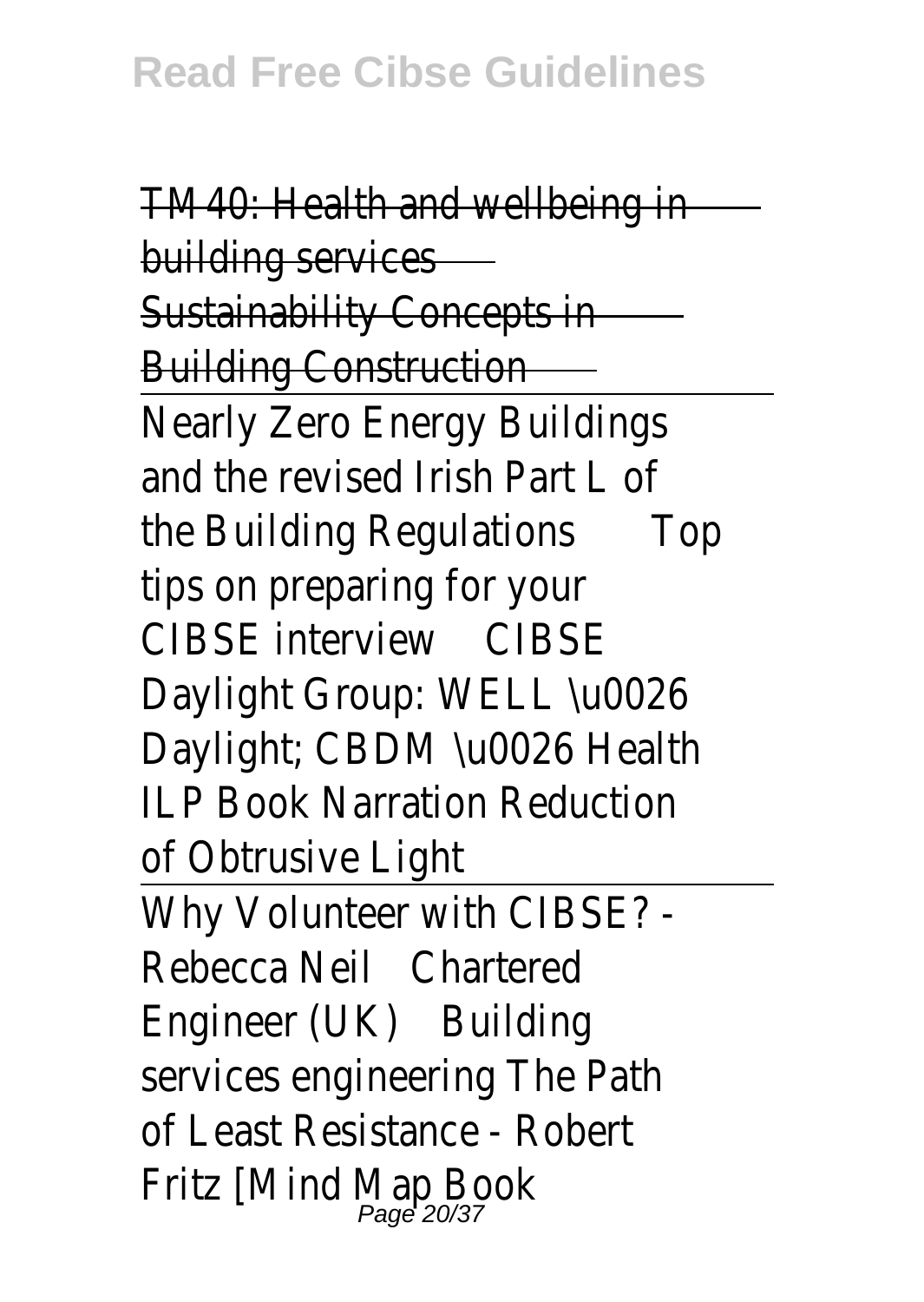TM40: Health and wellbeing in building services

Sustainability Concepts in Building Construction

Nearly Zero Energy Buildings and the revised Irish Part L of the Building Regulations Top tips on preparing for your CIBSE interview CIBSE Daylight Group: WELL \u0026 Daylight; CBDM \u0026 Health ILP Book Narration Reduction of Obtrusive Light

Why Volunteer with CIBSE? - Rebecca Neil Chartered Engineer (UK) Building services engineering The Path of Least Resistance - Robert Fritz [Mind Map Book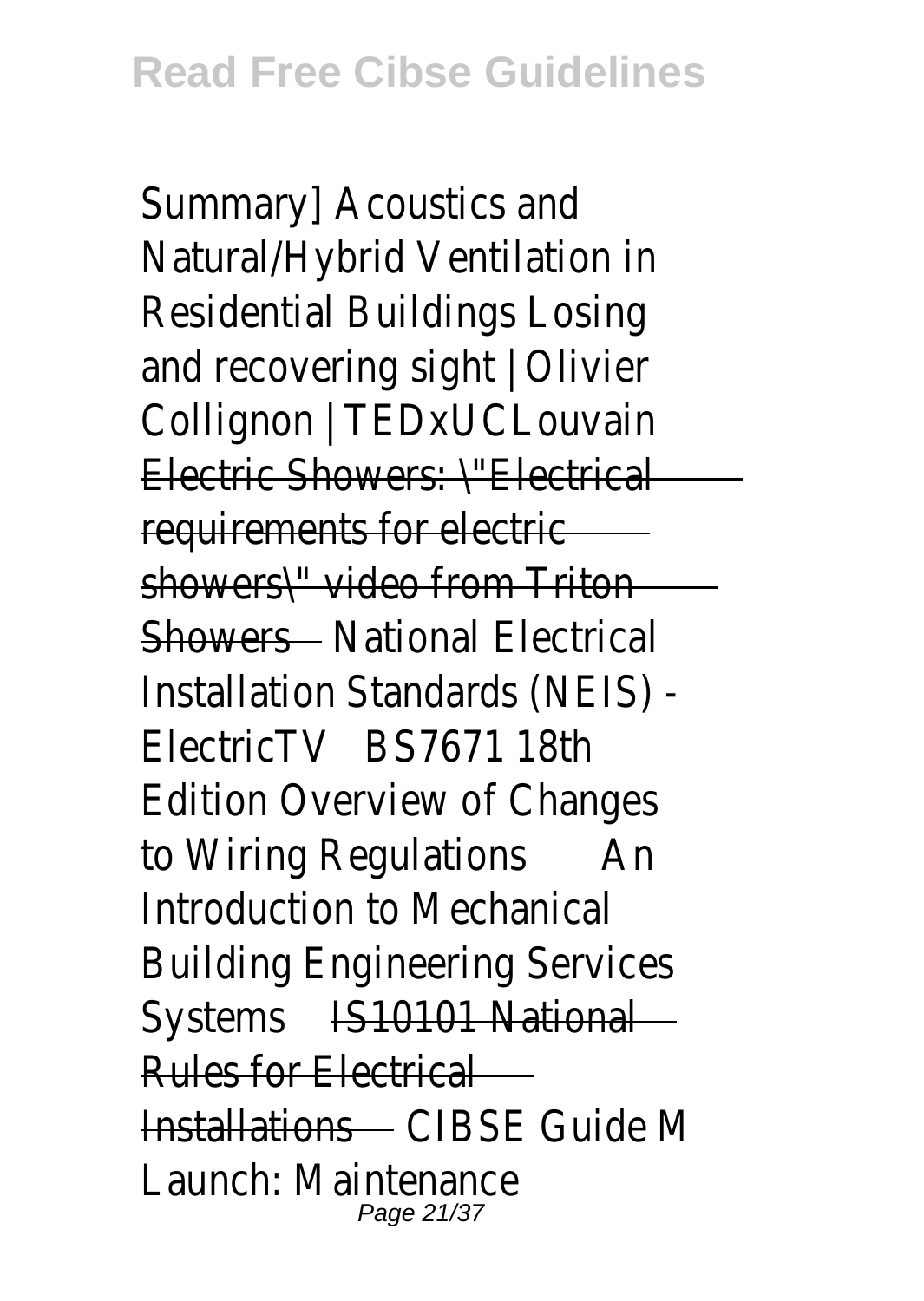Summary] Acoustics and Natural/Hybrid Ventilation in Residential Buildings Losing and recovering sight | Olivier Collignon | TEDxUCLouvain ~~Electric Showers: \"Electrical requirements for electric showers\" video from Triton Showers~~ National Electrical Installation Standards (NEIS) - ElectricTV BS7671 18th Edition Overview of Changes to Wiring Regulations An Introduction to Mechanical Building Engineering Services Systems ~~IS10101 National Rules for Electrical Installations~~ CIBSE Guide M Launch: Maintenance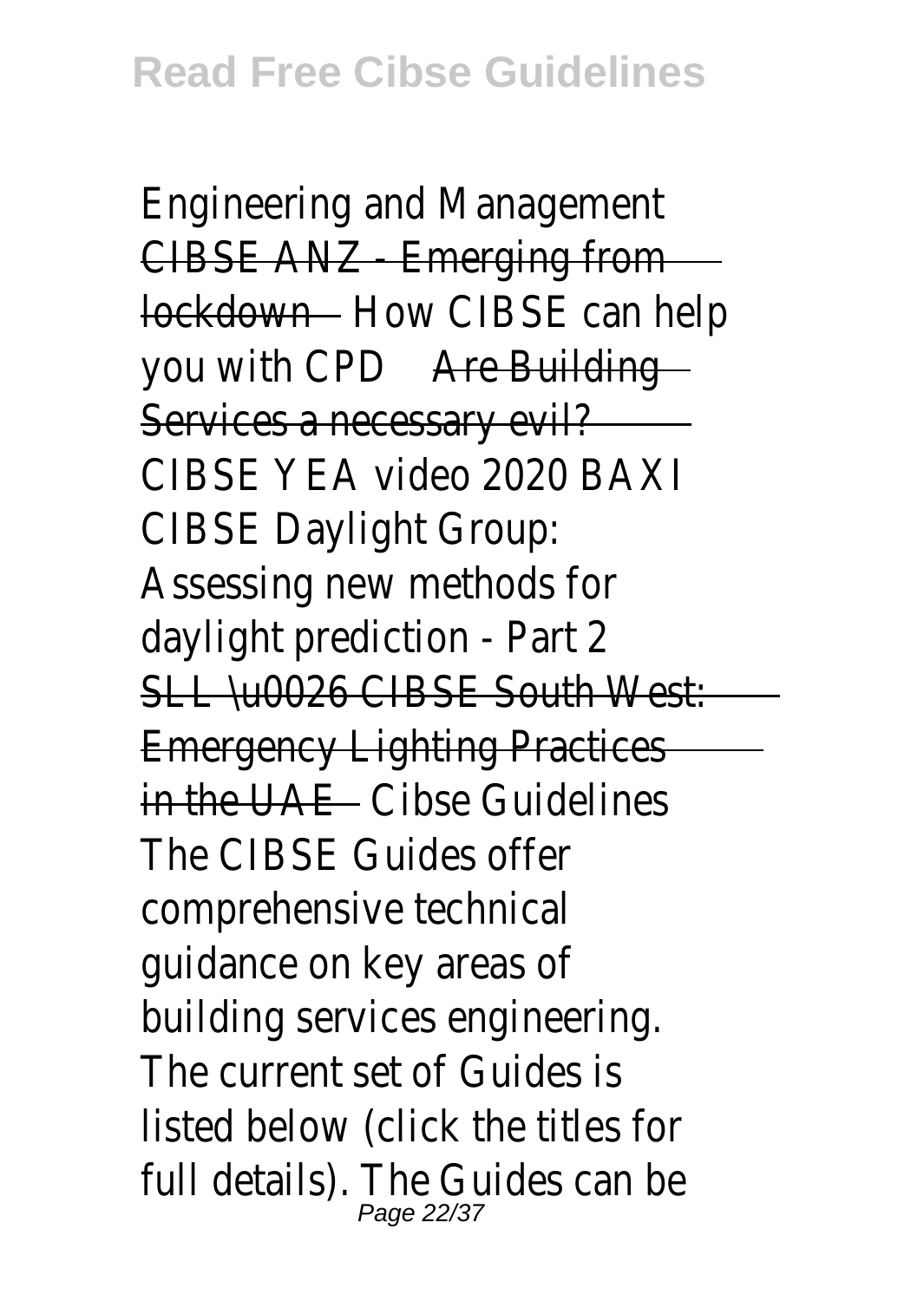Engineering and Management CIBSE ANZ - Emerging from lockdown How CIBSE can help you with CPD Are Building Services a necessary evil? CIBSE YEA video 2020 BAXI CIBSE Daylight Group: Assessing new methods for daylight prediction - Part 2 SLL \u0026 CIBSE South West: Emergency Lighting Practices in the UAE Cibse Guidelines The CIBSE Guides offer comprehensive technical guidance on key areas of building services engineering. The current set of Guides is listed below (click the titles for full details). The Guides can be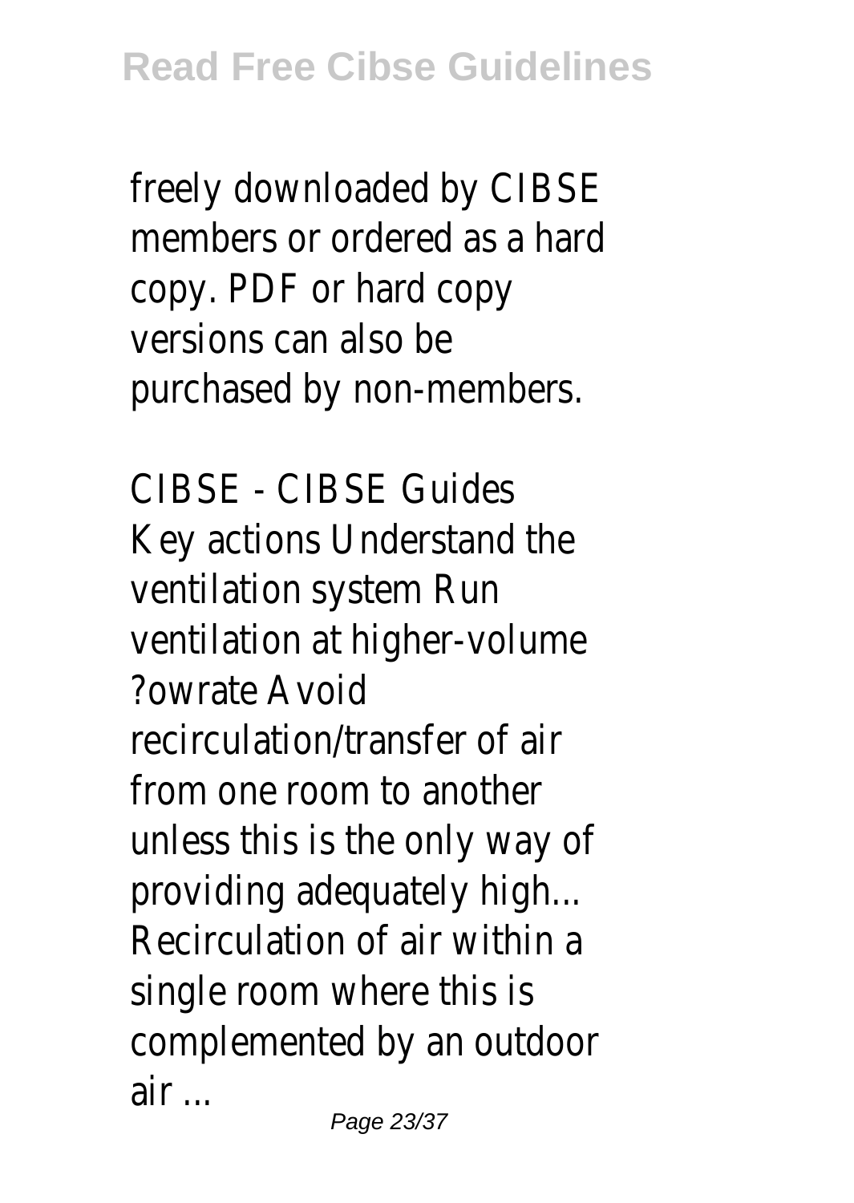freely downloaded by CIBSE members or ordered as a hard copy. PDF or hard copy versions can also be purchased by non-members.

CIBSE - CIBSE Guides
Key actions Understand the ventilation system Run ventilation at higher-volume ?owrate Avoid recirculation/transfer of air from one room to another unless this is the only way of providing adequately high... Recirculation of air within a single room where this is complemented by an outdoor air ...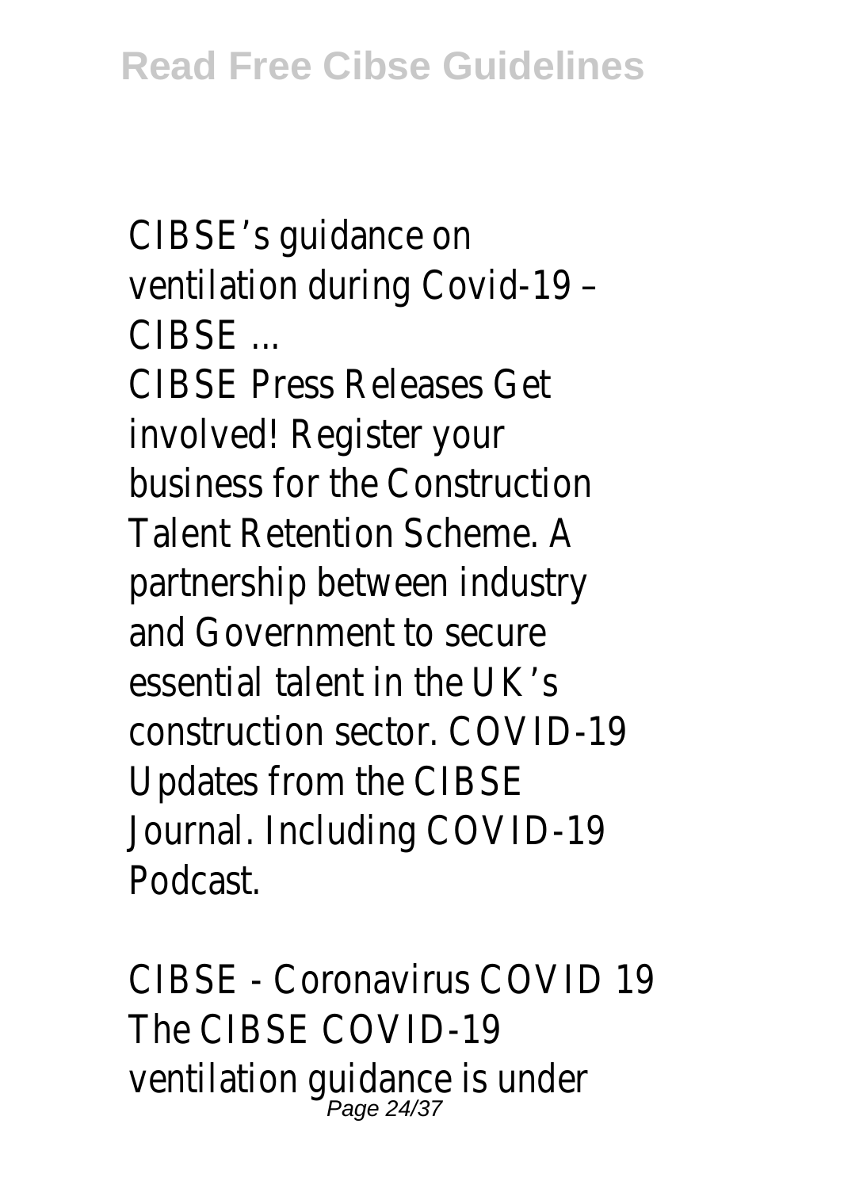CIBSE's guidance on ventilation during Covid-19 – CIBSE ...

CIBSE Press Releases Get involved! Register your business for the Construction Talent Retention Scheme. A partnership between industry and Government to secure essential talent in the UK's construction sector. COVID-19 Updates from the CIBSE Journal. Including COVID-19 Podcast.

CIBSE - Coronavirus COVID 19

The CIBSE COVID-19 ventilation guidance is under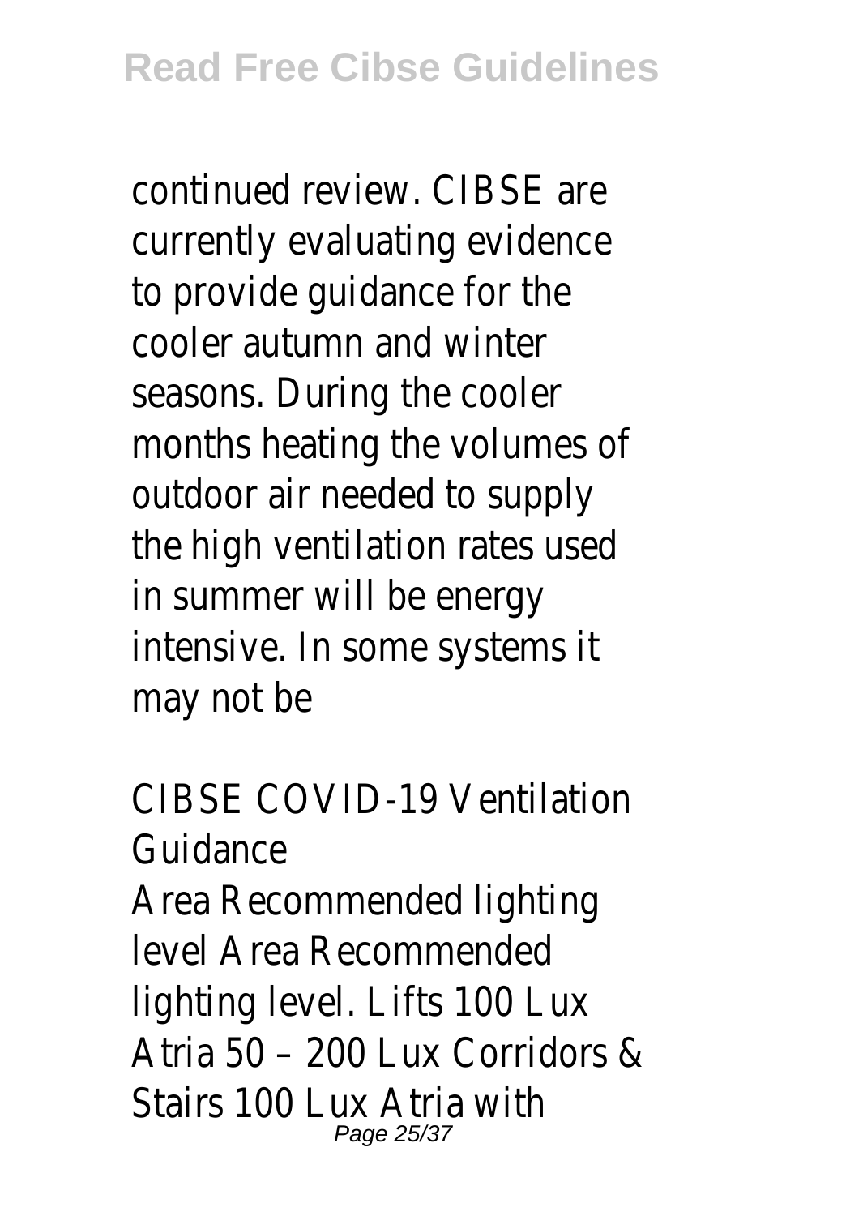continued review. CIBSE are currently evaluating evidence to provide guidance for the cooler autumn and winter seasons. During the cooler months heating the volumes of outdoor air needed to supply the high ventilation rates used in summer will be energy intensive. In some systems it may not be

CIBSE COVID-19 Ventilation Guidance

Area Recommended lighting level Area Recommended lighting level. Lifts 100 Lux Atria 50 – 200 Lux Corridors & Stairs 100 Lux Atria with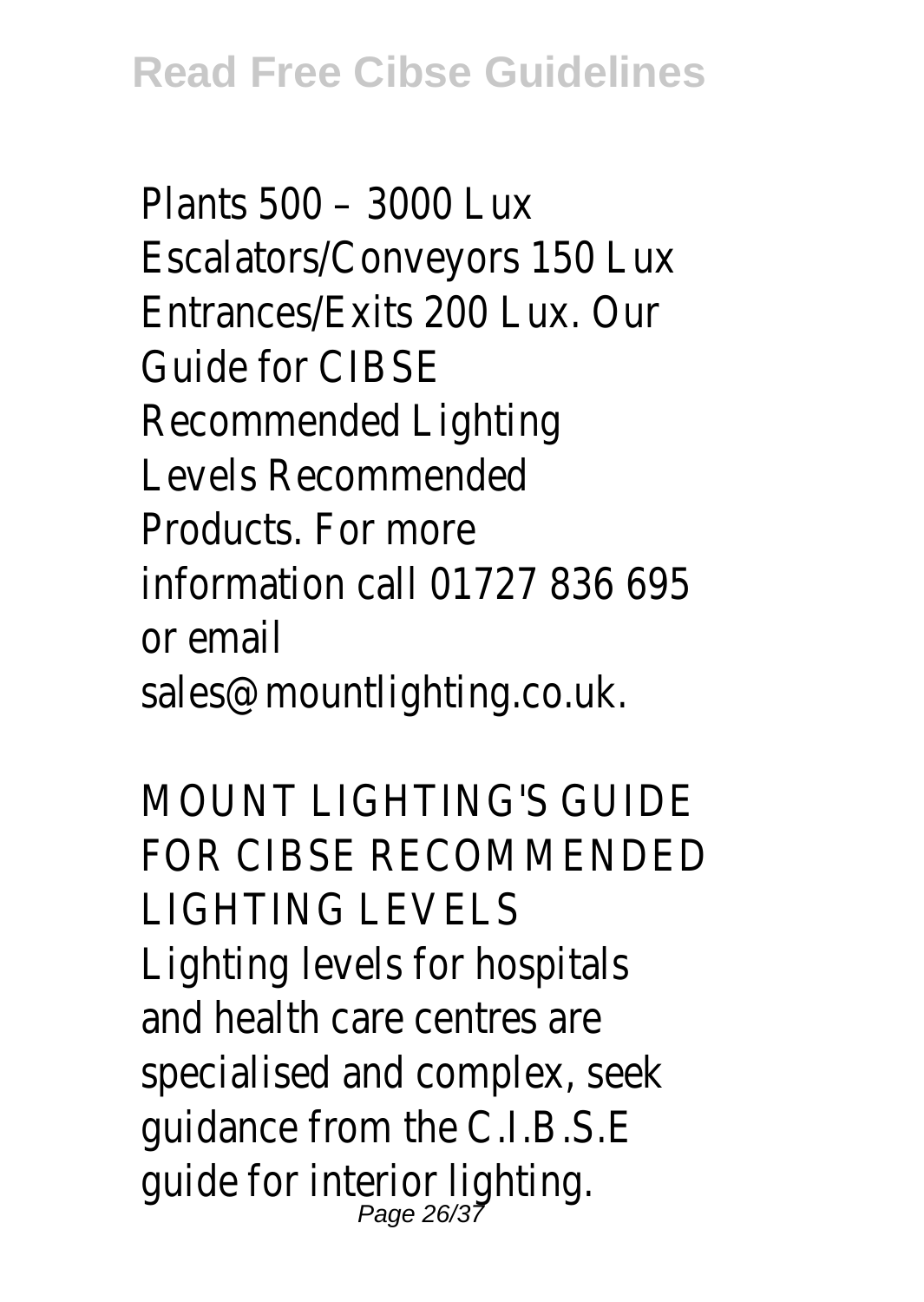Plants 500 – 3000 Lux Escalators/Conveyors 150 Lux Entrances/Exits 200 Lux. Our Guide for CIBSE Recommended Lighting Levels Recommended Products. For more information call 01727 836 695 or email sales@mountlighting.co.uk.

MOUNT LIGHTING'S GUIDE FOR CIBSE RECOMMENDED LIGHTING LEVELS

Lighting levels for hospitals and health care centres are specialised and complex, seek guidance from the C.I.B.S.E guide for interior lighting.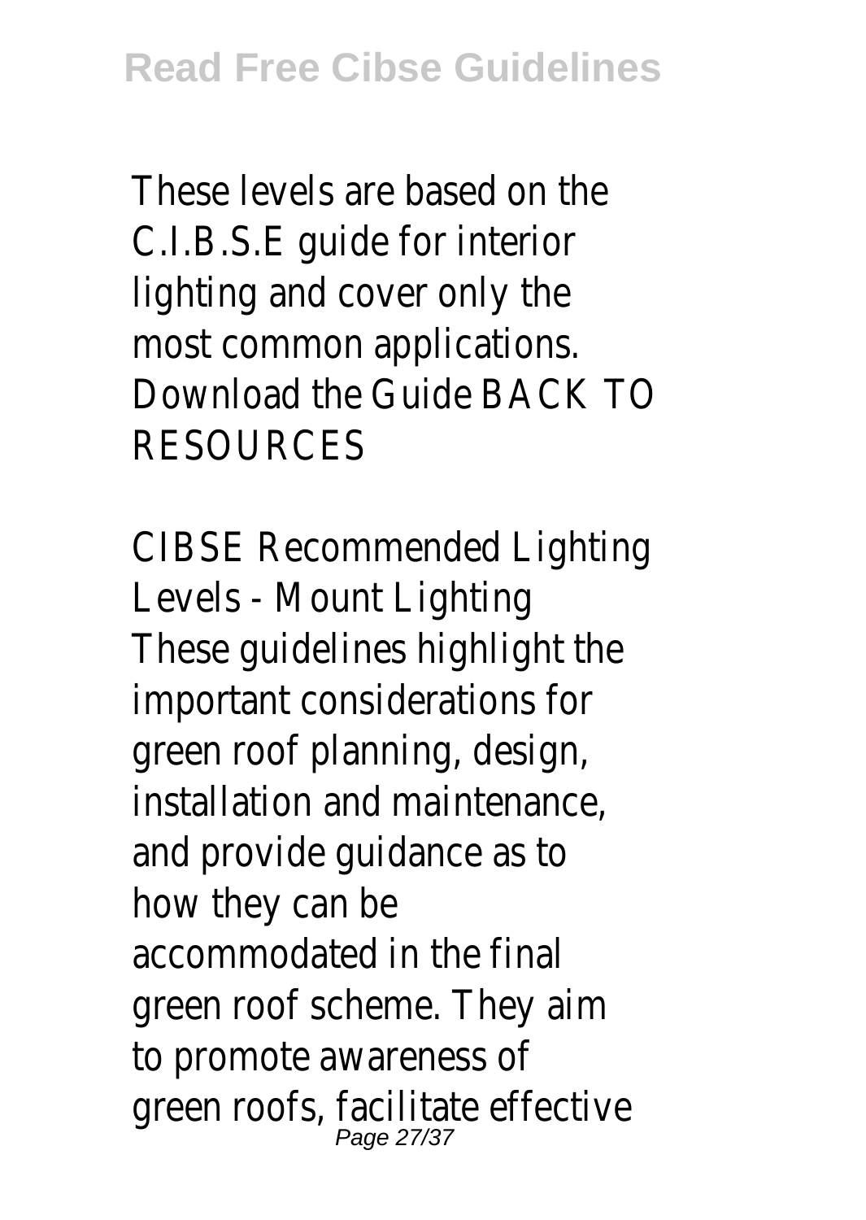These levels are based on the C.I.B.S.E guide for interior lighting and cover only the most common applications. Download the Guide BACK TO RESOURCES

CIBSE Recommended Lighting Levels - Mount Lighting
These guidelines highlight the important considerations for green roof planning, design, installation and maintenance, and provide guidance as to how they can be accommodated in the final green roof scheme. They aim to promote awareness of green roofs, facilitate effective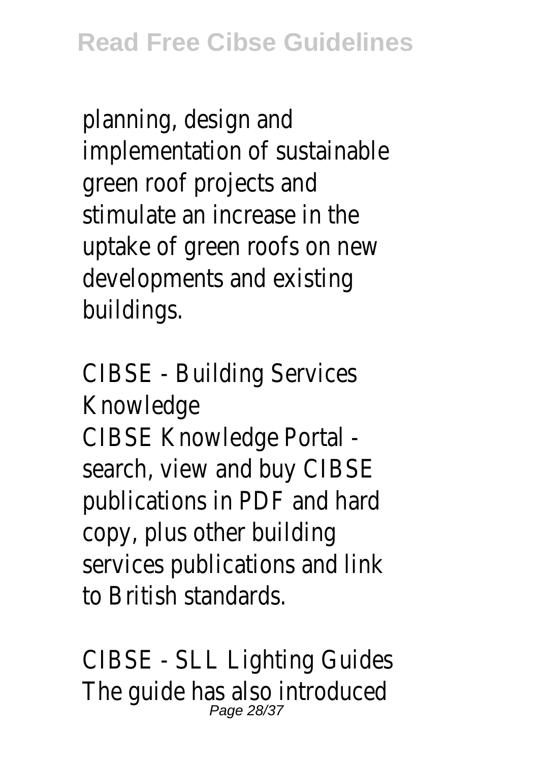planning, design and implementation of sustainable green roof projects and stimulate an increase in the uptake of green roofs on new developments and existing buildings.

CIBSE - Building Services Knowledge
CIBSE Knowledge Portal - search, view and buy CIBSE publications in PDF and hard copy, plus other building services publications and link to British standards.

CIBSE - SLL Lighting Guides
The guide has also introduced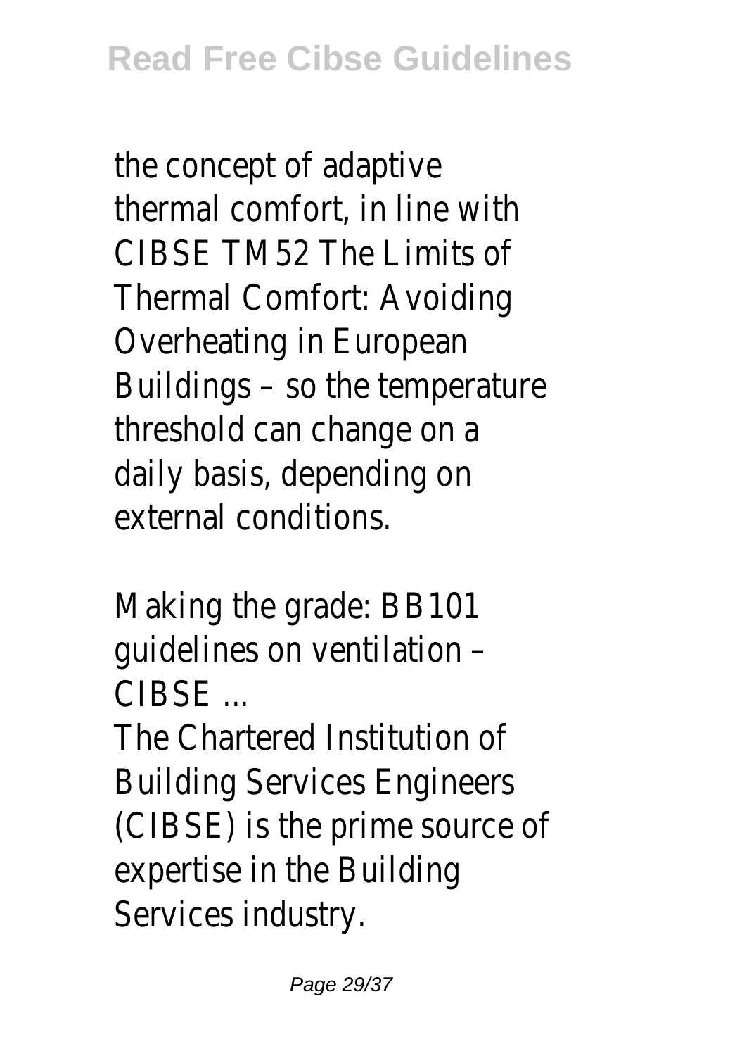the concept of adaptive thermal comfort, in line with CIBSE TM52 The Limits of Thermal Comfort: Avoiding Overheating in European Buildings – so the temperature threshold can change on a daily basis, depending on external conditions.

Making the grade: BB101 guidelines on ventilation – CIBSE ...

The Chartered Institution of Building Services Engineers (CIBSE) is the prime source of expertise in the Building Services industry.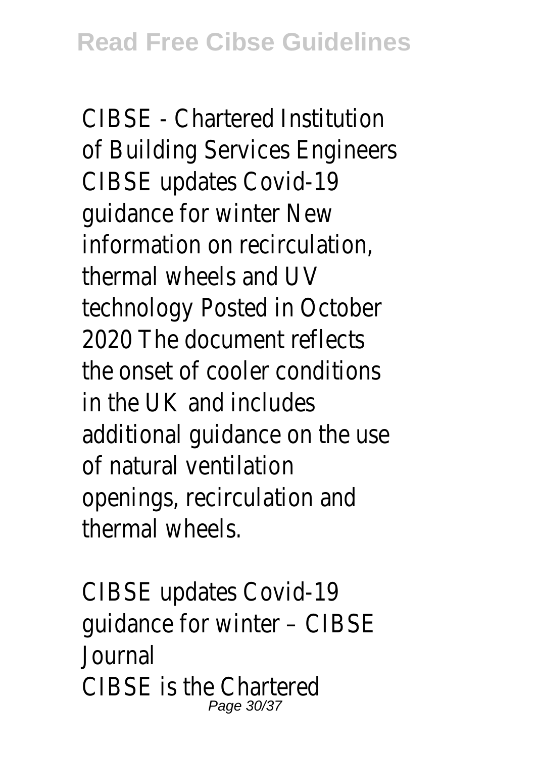CIBSE - Chartered Institution of Building Services Engineers CIBSE updates Covid-19 guidance for winter New information on recirculation, thermal wheels and UV technology Posted in October 2020 The document reflects the onset of cooler conditions in the UK and includes additional guidance on the use of natural ventilation openings, recirculation and thermal wheels.

CIBSE updates Covid-19 guidance for winter – CIBSE Journal

CIBSE is the Chartered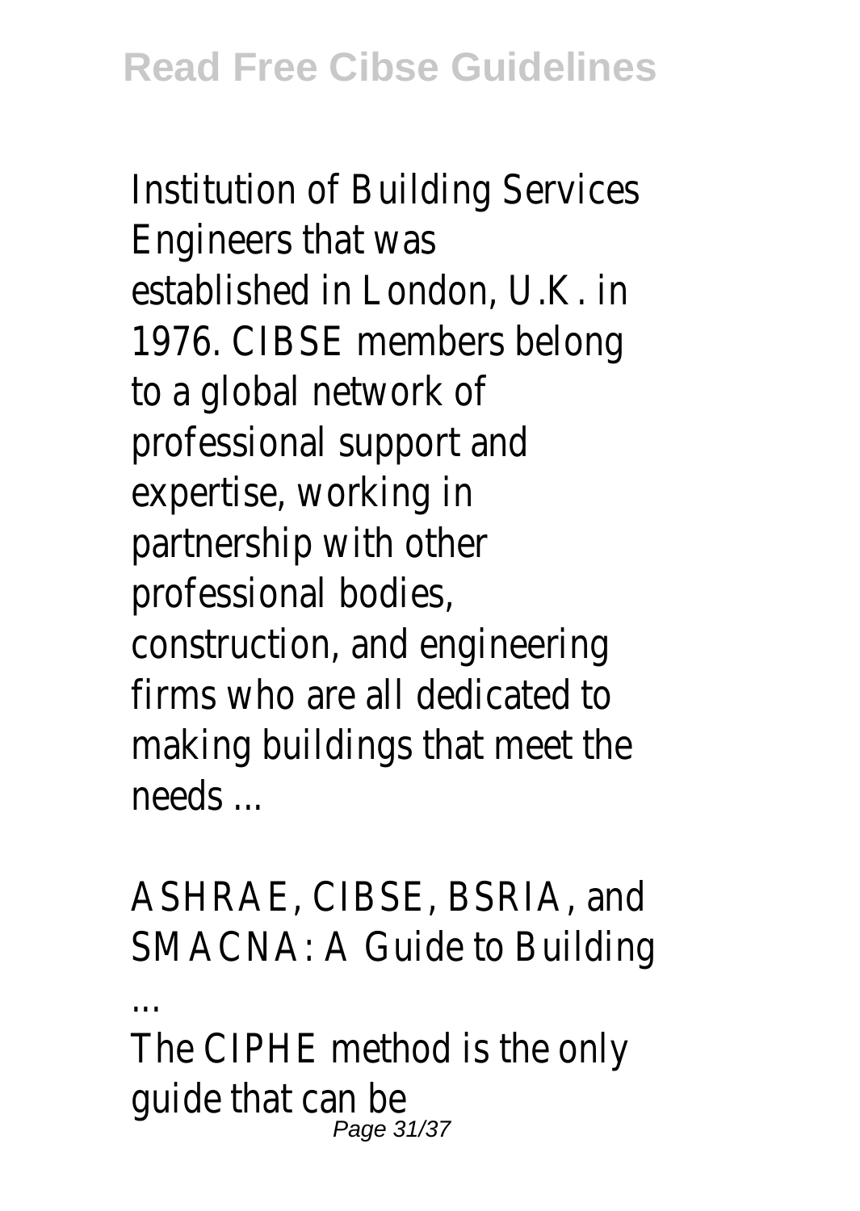Institution of Building Services Engineers that was established in London, U.K. in 1976. CIBSE members belong to a global network of professional support and expertise, working in partnership with other professional bodies, construction, and engineering firms who are all dedicated to making buildings that meet the needs ...

ASHRAE, CIBSE, BSRIA, and SMACNA: A Guide to Building ...

The CIPHE method is the only guide that can be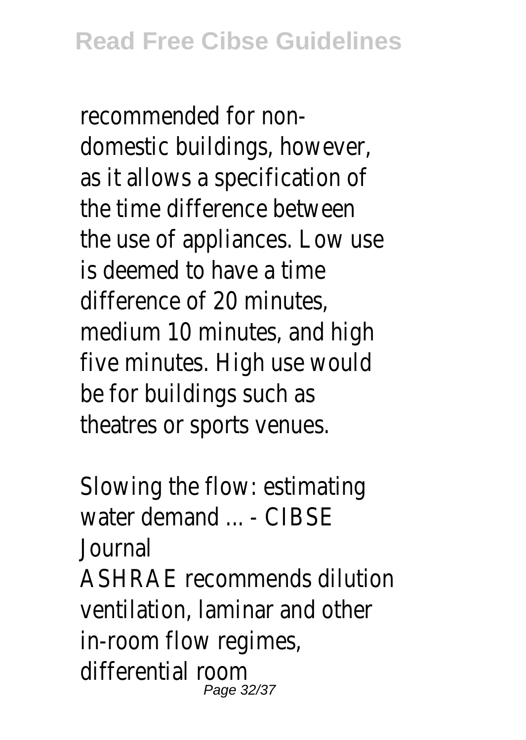recommended for non-domestic buildings, however, as it allows a specification of the time difference between the use of appliances. Low use is deemed to have a time difference of 20 minutes, medium 10 minutes, and high five minutes. High use would be for buildings such as theatres or sports venues.

Slowing the flow: estimating water demand ... - CIBSE Journal

ASHRAE recommends dilution ventilation, laminar and other in-room flow regimes, differential room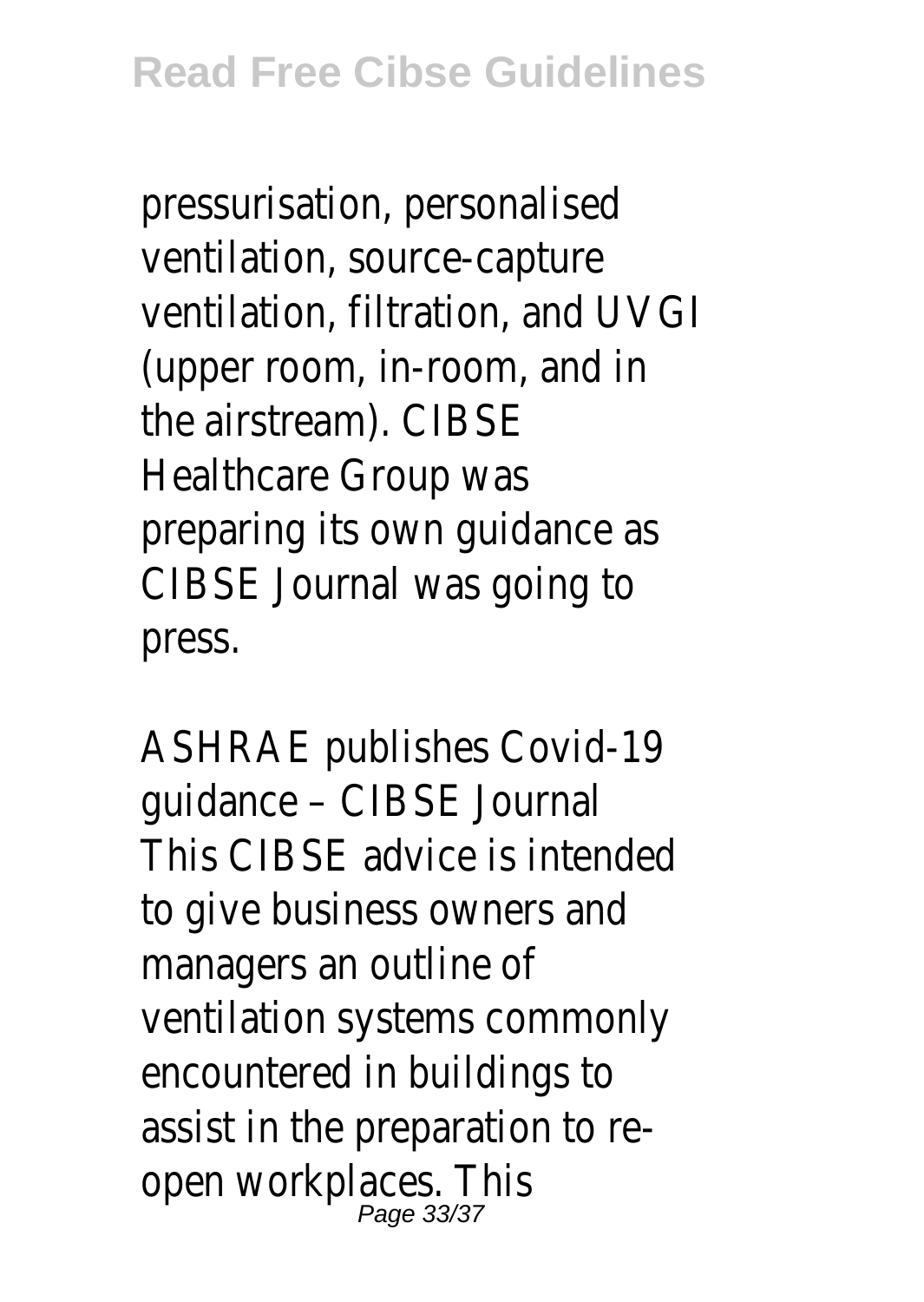pressurisation, personalised ventilation, source-capture ventilation, filtration, and UVGI (upper room, in-room, and in the airstream). CIBSE Healthcare Group was preparing its own guidance as CIBSE Journal was going to press.

ASHRAE publishes Covid-19 guidance – CIBSE Journal
This CIBSE advice is intended to give business owners and managers an outline of ventilation systems commonly encountered in buildings to assist in the preparation to re-open workplaces. This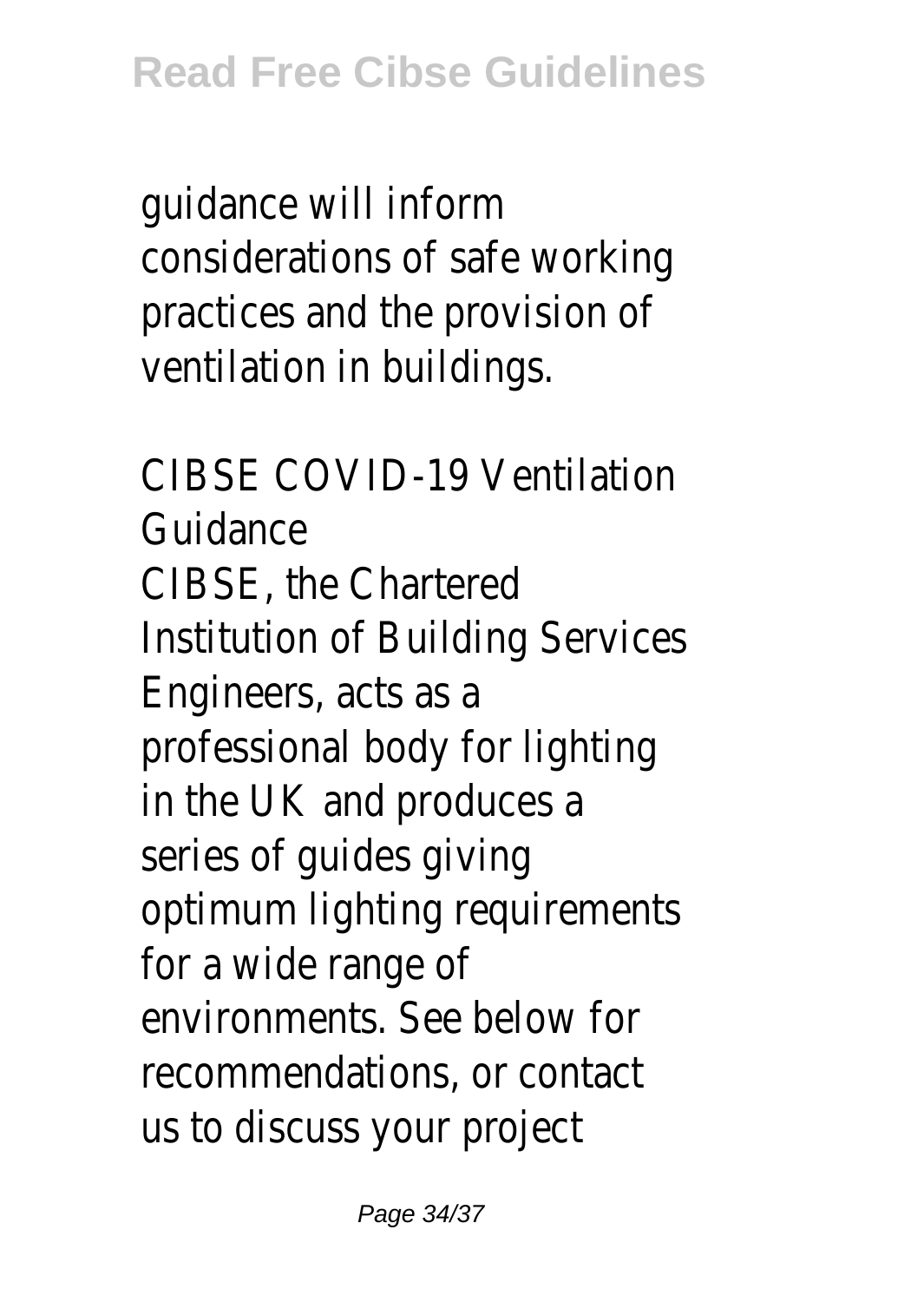guidance will inform considerations of safe working practices and the provision of ventilation in buildings.

CIBSE COVID-19 Ventilation Guidance

CIBSE, the Chartered Institution of Building Services Engineers, acts as a professional body for lighting in the UK and produces a series of guides giving optimum lighting requirements for a wide range of environments. See below for recommendations, or contact us to discuss your project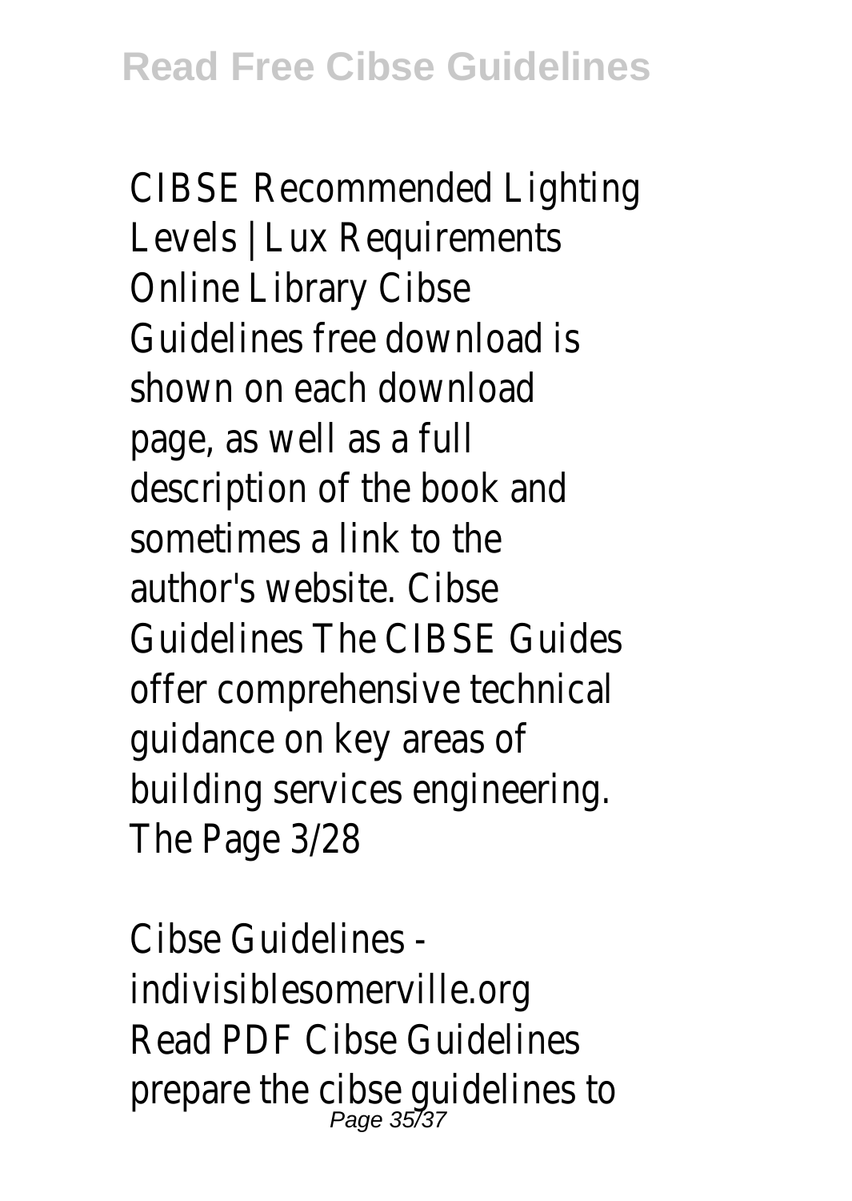CIBSE Recommended Lighting Levels | Lux Requirements Online Library Cibse Guidelines free download is shown on each download page, as well as a full description of the book and sometimes a link to the author's website. Cibse Guidelines The CIBSE Guides offer comprehensive technical guidance on key areas of building services engineering. The Page 3/28

Cibse Guidelines - indivisiblesomerville.org
Read PDF Cibse Guidelines prepare the cibse guidelines to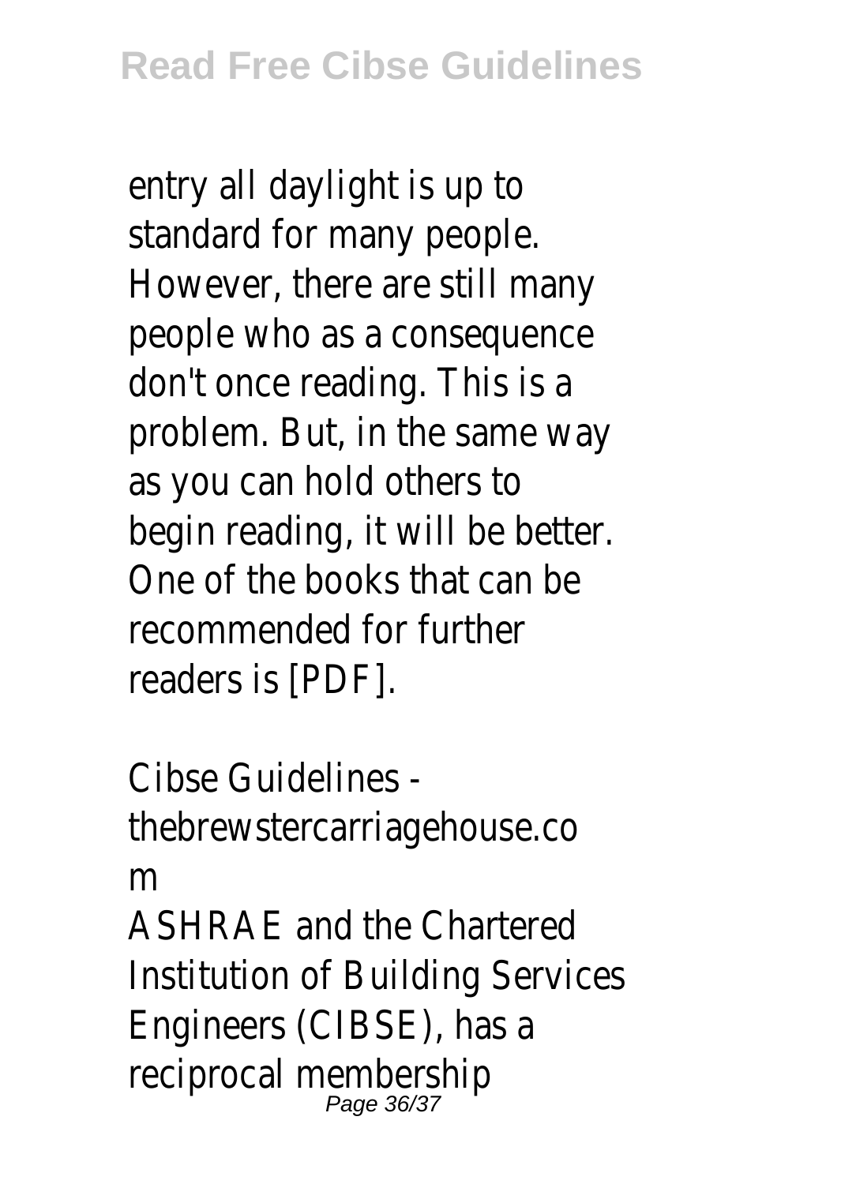entry all daylight is up to standard for many people. However, there are still many people who as a consequence don't once reading. This is a problem. But, in the same way as you can hold others to begin reading, it will be better. One of the books that can be recommended for further readers is [PDF].

Cibse Guidelines - thebrewstercarriagehouse.com

ASHRAE and the Chartered Institution of Building Services Engineers (CIBSE), has a reciprocal membership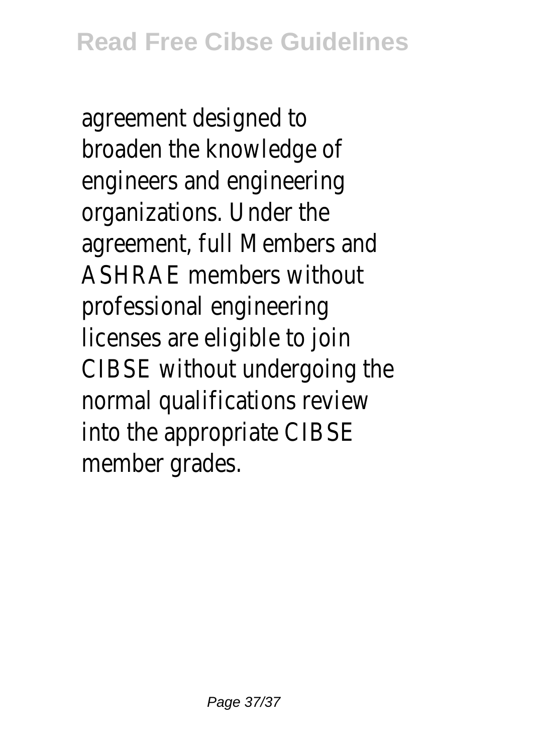agreement designed to broaden the knowledge of engineers and engineering organizations. Under the agreement, full Members and ASHRAE members without professional engineering licenses are eligible to join CIBSE without undergoing the normal qualifications review into the appropriate CIBSE member grades.